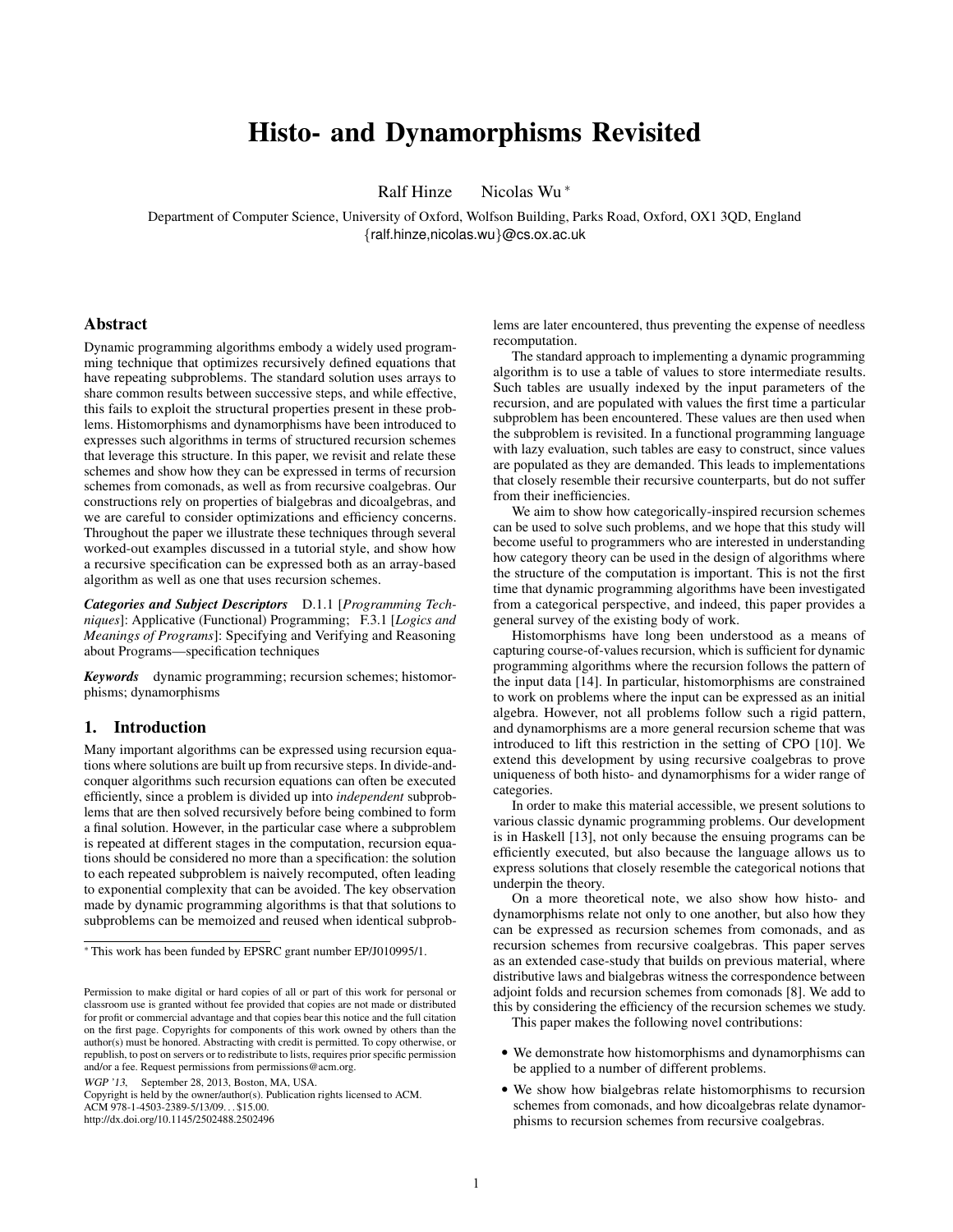# Histo- and Dynamorphisms Revisited

Ralf Hinze    Nicolas Wu [*]

Department of Computer Science, University of Oxford, Wolfson Building, Parks Road, Oxford, OX1 3QD, England
{ralf.hinze,nicolas.wu}@cs.ox.ac.uk

## Abstract

Dynamic programming algorithms embody a widely used programming technique that optimizes recursively defined equations that have repeating subproblems. The standard solution uses arrays to share common results between successive steps, and while effective, this fails to exploit the structural properties present in these problems. Histomorphisms and dynamorphisms have been introduced to expresses such algorithms in terms of structured recursion schemes that leverage this structure. In this paper, we revisit and relate these schemes and show how they can be expressed in terms of recursion schemes from comonads, as well as from recursive coalgebras. Our constructions rely on properties of bialgebras and dicoalgebras, and we are careful to consider optimizations and efficiency concerns. Throughout the paper we illustrate these techniques through several worked-out examples discussed in a tutorial style, and show how a recursive specification can be expressed both as an array-based algorithm as well as one that uses recursion schemes.

***Categories and Subject Descriptors*** D.1.1 [*Programming Techniques*]: Applicative (Functional) Programming; F.3.1 [*Logics and Meanings of Programs*]: Specifying and Verifying and Reasoning about Programs—specification techniques

***Keywords*** dynamic programming; recursion schemes; histomorphisms; dynamorphisms

## 1. Introduction

Many important algorithms can be expressed using recursion equations where solutions are built up from recursive steps. In divide-and-conquer algorithms such recursion equations can often be executed efficiently, since a problem is divided up into *independent* subproblems that are then solved recursively before being combined to form a final solution. However, in the particular case where a subproblem is repeated at different stages in the computation, recursion equations should be considered no more than a specification: the solution to each repeated subproblem is naively recomputed, often leading to exponential complexity that can be avoided. The key observation made by dynamic programming algorithms is that that solutions to subproblems can be memoized and reused when identical subproblems are later encountered, thus preventing the expense of needless recomputation.

The standard approach to implementing a dynamic programming algorithm is to use a table of values to store intermediate results. Such tables are usually indexed by the input parameters of the recursion, and are populated with values the first time a particular subproblem has been encountered. These values are then used when the subproblem is revisited. In a functional programming language with lazy evaluation, such tables are easy to construct, since values are populated as they are demanded. This leads to implementations that closely resemble their recursive counterparts, but do not suffer from their inefficiencies.

We aim to show how categorically-inspired recursion schemes can be used to solve such problems, and we hope that this study will become useful to programmers who are interested in understanding how category theory can be used in the design of algorithms where the structure of the computation is important. This is not the first time that dynamic programming algorithms have been investigated from a categorical perspective, and indeed, this paper provides a general survey of the existing body of work.

Histomorphisms have long been understood as a means of capturing course-of-values recursion, which is sufficient for dynamic programming algorithms where the recursion follows the pattern of the input data [14]. In particular, histomorphisms are constrained to work on problems where the input can be expressed as an initial algebra. However, not all problems follow such a rigid pattern, and dynamorphisms are a more general recursion scheme that was introduced to lift this restriction in the setting of CPO [10]. We extend this development by using recursive coalgebras to prove uniqueness of both histo- and dynamorphisms for a wider range of categories.

In order to make this material accessible, we present solutions to various classic dynamic programming problems. Our development is in Haskell [13], not only because the ensuing programs can be efficiently executed, but also because the language allows us to express solutions that closely resemble the categorical notions that underpin the theory.

On a more theoretical note, we also show how histo- and dynamorphisms relate not only to one another, but also how they can be expressed as recursion schemes from comonads, and as recursion schemes from recursive coalgebras. This paper serves as an extended case-study that builds on previous material, where distributive laws and bialgebras witness the correspondence between adjoint folds and recursion schemes from comonads [8]. We add to this by considering the efficiency of the recursion schemes we study.

This paper makes the following novel contributions:

- We demonstrate how histomorphisms and dynamorphisms can be applied to a number of different problems.
- We show how bialgebras relate histomorphisms to recursion schemes from comonads, and how dicoalgebras relate dynamorphisms to recursion schemes from recursive coalgebras.

[*] This work has been funded by EPSRC grant number EP/J010995/1.

Permission to make digital or hard copies of all or part of this work for personal or classroom use is granted without fee provided that copies are not made or distributed for profit or commercial advantage and that copies bear this notice and the full citation on the first page. Copyrights for components of this work owned by others than the author(s) must be honored. Abstracting with credit is permitted. To copy otherwise, or republish, to post on servers or to redistribute to lists, requires prior specific permission and/or a fee. Request permissions from permissions@acm.org.

*WGP '13*, September 28, 2013, Boston, MA, USA.
Copyright is held by the owner/author(s). Publication rights licensed to ACM.
ACM 978-1-4503-2389-5/13/09…$15.00.
http://dx.doi.org/10.1145/2502488.2502496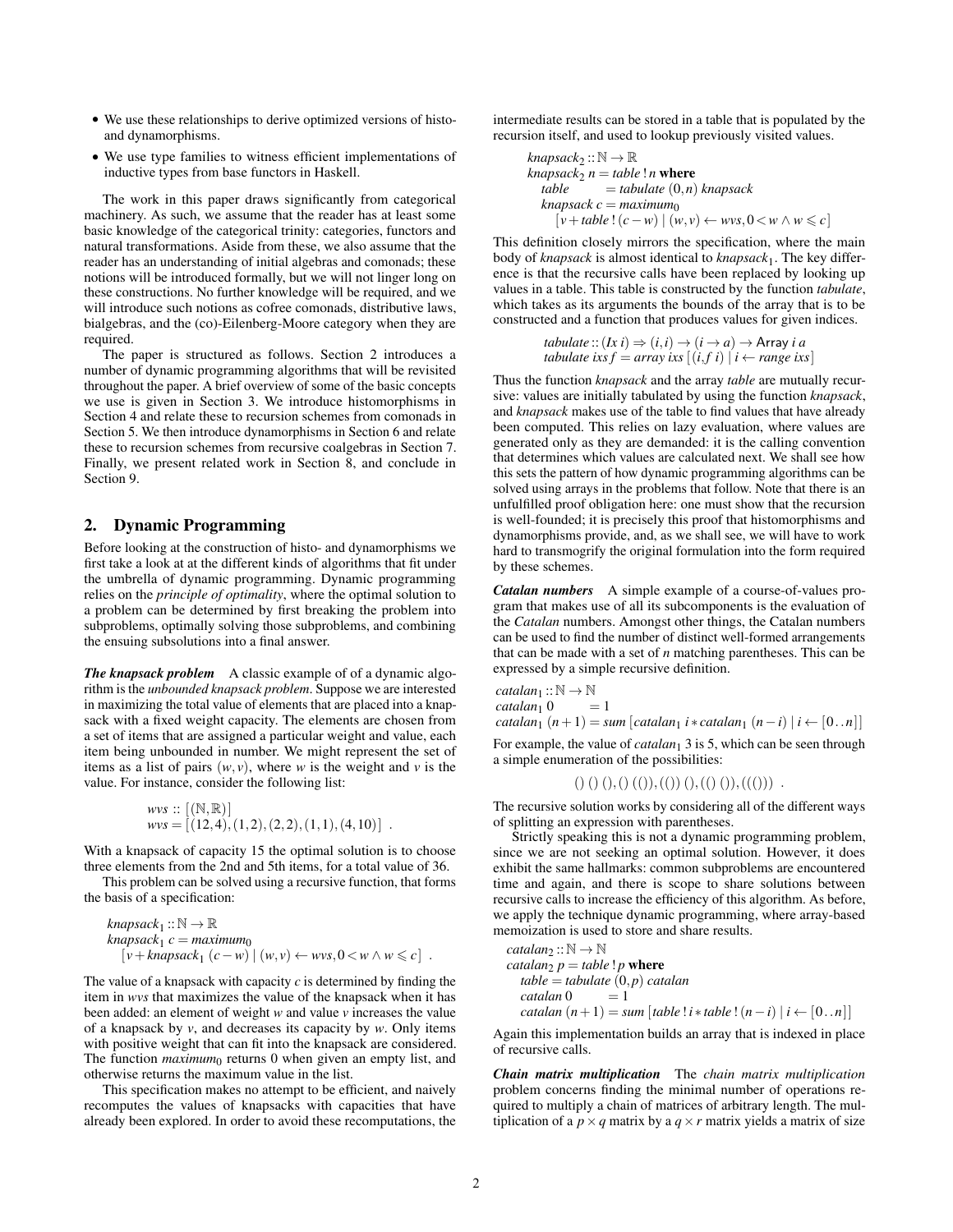- We use these relationships to derive optimized versions of histo- and dynamorphisms.
- We use type families to witness efficient implementations of inductive types from base functors in Haskell.

The work in this paper draws significantly from categorical machinery. As such, we assume that the reader has at least some basic knowledge of the categorical trinity: categories, functors and natural transformations. Aside from these, we also assume that the reader has an understanding of initial algebras and comonads; these notions will be introduced formally, but we will not linger long on these constructions. No further knowledge will be required, and we will introduce such notions as cofree comonads, distributive laws, bialgebras, and the (co)-Eilenberg-Moore category when they are required.

The paper is structured as follows. Section 2 introduces a number of dynamic programming algorithms that will be revisited throughout the paper. A brief overview of some of the basic concepts we use is given in Section 3. We introduce histomorphisms in Section 4 and relate these to recursion schemes from comonads in Section 5. We then introduce dynamorphisms in Section 6 and relate these to recursion schemes from recursive coalgebras in Section 7. Finally, we present related work in Section 8, and conclude in Section 9.

## 2. Dynamic Programming

Before looking at the construction of histo- and dynamorphisms we first take a look at at the different kinds of algorithms that fit under the umbrella of dynamic programming. Dynamic programming relies on the *principle of optimality*, where the optimal solution to a problem can be determined by first breaking the problem into subproblems, optimally solving those subproblems, and combining the ensuing subsolutions into a final answer.

***The knapsack problem*** A classic example of of a dynamic algorithm is the *unbounded knapsack problem*. Suppose we are interested in maximizing the total value of elements that are placed into a knapsack with a fixed weight capacity. The elements are chosen from a set of items that are assigned a particular weight and value, each item being unbounded in number. We might represent the set of items as a list of pairs $(w,v)$, where $w$ is the weight and $v$ is the value. For instance, consider the following list:

$$
\begin{aligned}
&\mathit{wvs} :: [(\mathbb{N},\mathbb{R})] \\
&\mathit{wvs} = [(12,4),(1,2),(2,2),(1,1),(4,10)] \ .
\end{aligned}
$$

With a knapsack of capacity 15 the optimal solution is to choose three elements from the 2nd and 5th items, for a total value of 36.

This problem can be solved using a recursive function, that forms the basis of a specification:

$$
\begin{aligned}
&\mathit{knapsack}_1 :: \mathbb{N} \to \mathbb{R} \\
&\mathit{knapsack}_1\ c = \mathit{maximum}_0 \\
&\quad [v + \mathit{knapsack}_1\ (c-w) \mid (w,v) \leftarrow \mathit{wvs}, 0 < w \wedge w \leqslant c] \ .
\end{aligned}
$$

The value of a knapsack with capacity $c$ is determined by finding the item in *wvs* that maximizes the value of the knapsack when it has been added: an element of weight $w$ and value $v$ increases the value of a knapsack by $v$, and decreases its capacity by $w$. Only items with positive weight that can fit into the knapsack are considered. The function $\mathit{maximum}_0$ returns 0 when given an empty list, and otherwise returns the maximum value in the list.

This specification makes no attempt to be efficient, and naively recomputes the values of knapsacks with capacities that have already been explored. In order to avoid these recomputations, the intermediate results can be stored in a table that is populated by the recursion itself, and used to lookup previously visited values.

$$
\begin{aligned}
&\mathit{knapsack}_2 :: \mathbb{N} \to \mathbb{R} \\
&\mathit{knapsack}_2\ n = \mathit{table}\ !\ n \ \textbf{where} \\
&\quad \mathit{table} \quad\ = \mathit{tabulate}\ (0,n)\ \mathit{knapsack} \\
&\quad \mathit{knapsack}\ c = \mathit{maximum}_0 \\
&\qquad [v + \mathit{table}\ !\ (c-w) \mid (w,v) \leftarrow \mathit{wvs}, 0 < w \wedge w \leqslant c]
\end{aligned}
$$

This definition closely mirrors the specification, where the main body of *knapsack* is almost identical to $\mathit{knapsack}_1$. The key difference is that the recursive calls have been replaced by looking up values in a table. This table is constructed by the function *tabulate*, which takes as its arguments the bounds of the array that is to be constructed and a function that produces values for given indices.

$$
\begin{aligned}
&\mathit{tabulate} :: (\mathit{Ix}\ i) \Rightarrow (i,i) \to (i \to a) \to \mathsf{Array}\ i\ a \\
&\mathit{tabulate}\ \mathit{ixs}\ f = \mathit{array}\ \mathit{ixs}\ [(i, f\ i) \mid i \leftarrow \mathit{range}\ \mathit{ixs}]
\end{aligned}
$$

Thus the function *knapsack* and the array *table* are mutually recursive: values are initially tabulated by using the function *knapsack*, and *knapsack* makes use of the table to find values that have already been computed. This relies on lazy evaluation, where values are generated only as they are demanded: it is the calling convention that determines which values are calculated next. We shall see how this sets the pattern of how dynamic programming algorithms can be solved using arrays in the problems that follow. Note that there is an unfulfilled proof obligation here: one must show that the recursion is well-founded; it is precisely this proof that histomorphisms and dynamorphisms provide, and, as we shall see, we will have to work hard to transmogrify the original formulation into the form required by these schemes.

***Catalan numbers*** A simple example of a course-of-values program that makes use of all its subcomponents is the evaluation of the *Catalan* numbers. Amongst other things, the Catalan numbers can be used to find the number of distinct well-formed arrangements that can be made with a set of $n$ matching parentheses. This can be expressed by a simple recursive definition.

$$
\begin{aligned}
&\mathit{catalan}_1 :: \mathbb{N} \to \mathbb{N} \\
&\mathit{catalan}_1\ 0 \qquad\ = 1 \\
&\mathit{catalan}_1\ (n+1) = \mathit{sum}\ [\mathit{catalan}_1\ i * \mathit{catalan}_1\ (n-i) \mid i \leftarrow [0\,..\,n]]
\end{aligned}
$$

For example, the value of $\mathit{catalan}_1\ 3$ is 5, which can be seen through a simple enumeration of the possibilities:

$$
()\,()\,(),\ ()\,(()),\ (())\,(),\ (()\,()),\ ((())) \ .
$$

The recursive solution works by considering all of the different ways of splitting an expression with parentheses.

Strictly speaking this is not a dynamic programming problem, since we are not seeking an optimal solution. However, it does exhibit the same hallmarks: common subproblems are encountered time and again, and there is scope to share solutions between recursive calls to increase the efficiency of this algorithm. As before, we apply the technique dynamic programming, where array-based memoization is used to store and share results.

$$
\begin{aligned}
&\mathit{catalan}_2 :: \mathbb{N} \to \mathbb{N} \\
&\mathit{catalan}_2\ p = \mathit{table}\ !\ p \ \textbf{where} \\
&\quad \mathit{table} = \mathit{tabulate}\ (0,p)\ \mathit{catalan} \\
&\quad \mathit{catalan}\ 0 \qquad = 1 \\
&\quad \mathit{catalan}\ (n+1) = \mathit{sum}\ [\mathit{table}\ !\ i * \mathit{table}\ !\ (n-i) \mid i \leftarrow [0\,..\,n]]
\end{aligned}
$$

Again this implementation builds an array that is indexed in place of recursive calls.

***Chain matrix multiplication*** The *chain matrix multiplication* problem concerns finding the minimal number of operations required to multiply a chain of matrices of arbitrary length. The multiplication of a $p \times q$ matrix by a $q \times r$ matrix yields a matrix of size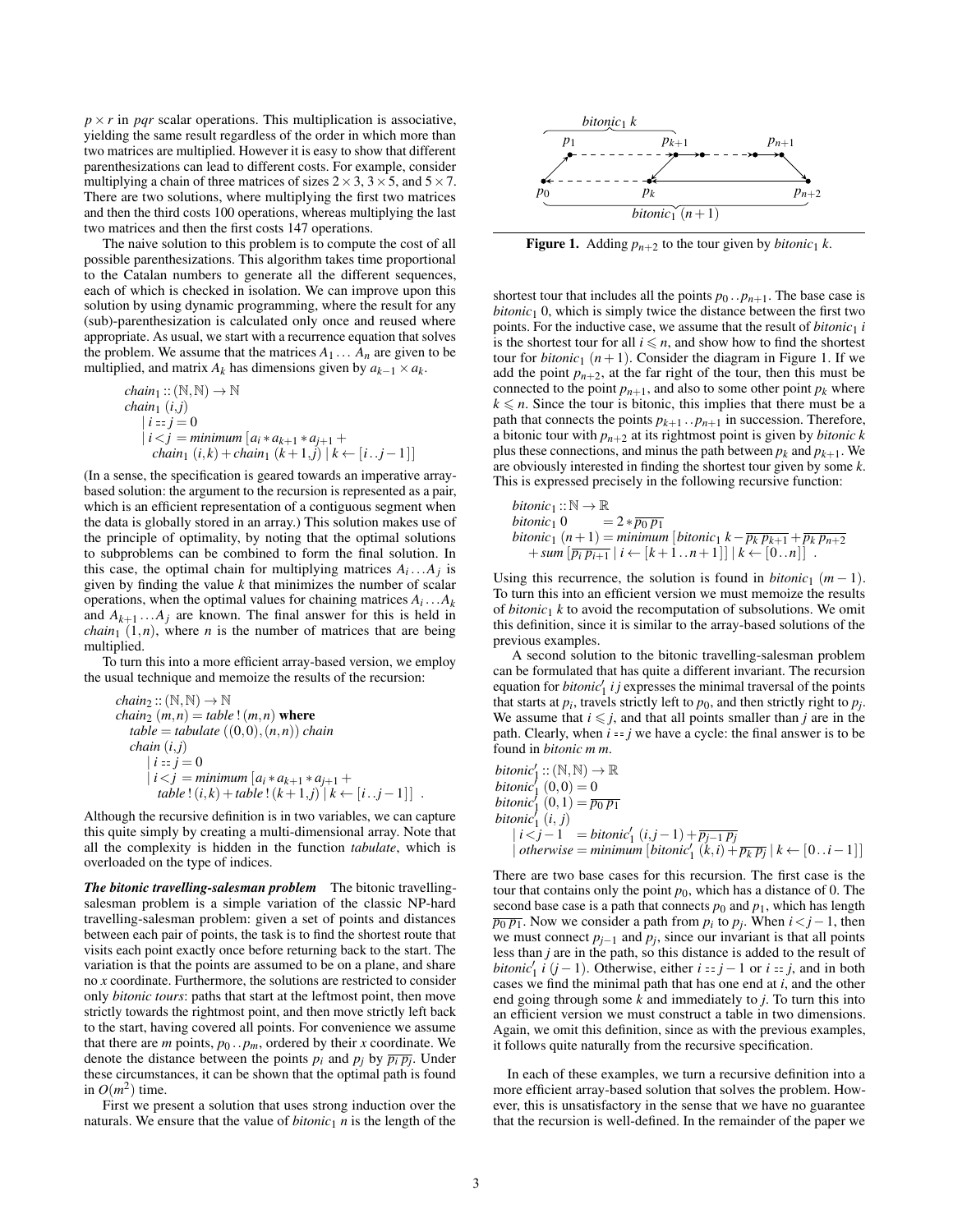$p \times r$ in $pqr$ scalar operations. This multiplication is associative, yielding the same result regardless of the order in which more than two matrices are multiplied. However it is easy to show that different parenthesizations can lead to different costs. For example, consider multiplying a chain of three matrices of sizes $2 \times 3$, $3 \times 5$, and $5 \times 7$. There are two solutions, where multiplying the first two matrices and then the third costs 100 operations, whereas multiplying the last two matrices and then the first costs 147 operations.

The naive solution to this problem is to compute the cost of all possible parenthesizations. This algorithm takes time proportional to the Catalan numbers to generate all the different sequences, each of which is checked in isolation. We can improve upon this solution by using dynamic programming, where the result for any (sub)-parenthesization is calculated only once and reused where appropriate. As usual, we start with a recurrence equation that solves the problem. We assume that the matrices $A_1 \dots A_n$ are given to be multiplied, and matrix $A_k$ has dimensions given by $a_{k-1} \times a_k$.

$$
\begin{aligned}
&\mathit{chain}_1 :: (\mathbb{N}, \mathbb{N}) \to \mathbb{N} \\
&\mathit{chain}_1\ (i,j) \\
&\quad \mid i == j = 0 \\
&\quad \mid i < j = \mathit{minimum}\ [a_i * a_{k+1} * a_{j+1} + \\
&\qquad \mathit{chain}_1\ (i,k) + \mathit{chain}_1\ (k+1,j) \mid k \leftarrow [i\,..\,j-1]]
\end{aligned}
$$

(In a sense, the specification is geared towards an imperative array-based solution: the argument to the recursion is represented as a pair, which is an efficient representation of a contiguous segment when the data is globally stored in an array.) This solution makes use of the principle of optimality, by noting that the optimal solutions to subproblems can be combined to form the final solution. In this case, the optimal chain for multiplying matrices $A_i \dots A_j$ is given by finding the value $k$ that minimizes the number of scalar operations, when the optimal values for chaining matrices $A_i \dots A_k$ and $A_{k+1} \dots A_j$ are known. The final answer for this is held in $\mathit{chain}_1\ (1,n)$, where $n$ is the number of matrices that are being multiplied.

To turn this into a more efficient array-based version, we employ the usual technique and memoize the results of the recursion:

$$
\begin{aligned}
&\mathit{chain}_2 :: (\mathbb{N}, \mathbb{N}) \to \mathbb{N} \\
&\mathit{chain}_2\ (m,n) = \mathit{table}\,!\,(m,n)\ \textbf{where} \\
&\quad \mathit{table} = \mathit{tabulate}\ ((0,0),(n,n))\ \mathit{chain} \\
&\quad \mathit{chain}\ (i,j) \\
&\qquad \mid i == j = 0 \\
&\qquad \mid i < j = \mathit{minimum}\ [a_i * a_{k+1} * a_{j+1} + \\
&\qquad\quad \mathit{table}\,!\,(i,k) + \mathit{table}\,!\,(k+1,j) \mid k \leftarrow [i\,..\,j-1]]\ .
\end{aligned}
$$

Although the recursive definition is in two variables, we can capture this quite simply by creating a multi-dimensional array. Note that all the complexity is hidden in the function *tabulate*, which is overloaded on the type of indices.

***The bitonic travelling-salesman problem*** The bitonic travelling-salesman problem is a simple variation of the classic NP-hard travelling-salesman problem: given a set of points and distances between each pair of points, the task is to find the shortest route that visits each point exactly once before returning back to the start. The variation is that the points are assumed to be on a plane, and share no *x* coordinate. Furthermore, the solutions are restricted to consider only *bitonic tours*: paths that start at the leftmost point, then move strictly towards the rightmost point, and then move strictly left back to the start, having covered all points. For convenience we assume that there are $m$ points, $p_0 \,..\, p_m$, ordered by their $x$ coordinate. We denote the distance between the points $p_i$ and $p_j$ by $\overline{p_i\, p_j}$. Under these circumstances, it can be shown that the optimal path is found in $O(m^2)$ time.

First we present a solution that uses strong induction over the naturals. We ensure that the value of $\mathit{bitonic}_1\ n$ is the length of the shortest tour that includes all the points $p_0 \,..\, p_{n+1}$. The base case is $\mathit{bitonic}_1\ 0$, which is simply twice the distance between the first two points. For the inductive case, we assume that the result of $\mathit{bitonic}_1\ i$ is the shortest tour for all $i \leqslant n$, and show how to find the shortest tour for $\mathit{bitonic}_1\ (n+1)$. Consider the diagram in Figure 1. If we add the point $p_{n+2}$, at the far right of the tour, then this must be connected to the point $p_{n+1}$, and also to some other point $p_k$ where $k \leqslant n$. Since the tour is bitonic, this implies that there must be a path that connects the points $p_{k+1} \,..\, p_{n+1}$ in succession. Therefore, a bitonic tour with $p_{n+2}$ at its rightmost point is given by *bitonic k* plus these connections, and minus the path between $p_k$ and $p_{k+1}$. We are obviously interested in finding the shortest tour given by some $k$. This is expressed precisely in the following recursive function:

**Figure 1.** Adding $p_{n+2}$ to the tour given by $\mathit{bitonic}_1\ k$.

$$
\begin{aligned}
&\mathit{bitonic}_1 :: \mathbb{N} \to \mathbb{R} \\
&\mathit{bitonic}_1\ 0 \qquad = 2 * \overline{p_0\, p_1} \\
&\mathit{bitonic}_1\ (n+1) = \mathit{minimum}\ [\mathit{bitonic}_1\ k - \overline{p_k\, p_{k+1}} + \overline{p_k\, p_{n+2}} \\
&\quad + \mathit{sum}\ [\overline{p_i\, p_{i+1}} \mid i \leftarrow [k+1\,..\,n+1]] \mid k \leftarrow [0\,..\,n]]\ .
\end{aligned}
$$

Using this recurrence, the solution is found in $\mathit{bitonic}_1\ (m-1)$. To turn this into an efficient version we must memoize the results of $\mathit{bitonic}_1\ k$ to avoid the recomputation of subsolutions. We omit this definition, since it is similar to the array-based solutions of the previous examples.

A second solution to the bitonic travelling-salesman problem can be formulated that has quite a different invariant. The recursion equation for $\mathit{bitonic}'_1\ i\ j$ expresses the minimal traversal of the points that starts at $p_i$, travels strictly left to $p_0$, and then strictly right to $p_j$. We assume that $i \leqslant j$, and that all points smaller than $j$ are in the path. Clearly, when $i == j$ we have a cycle: the final answer is to be found in *bitonic m m*.

$$
\begin{aligned}
&\mathit{bitonic}'_1 :: (\mathbb{N}, \mathbb{N}) \to \mathbb{R} \\
&\mathit{bitonic}'_1\ (0,0) = 0 \\
&\mathit{bitonic}'_1\ (0,1) = \overline{p_0\, p_1} \\
&\mathit{bitonic}'_1\ (i,\ j) \\
&\quad \mid i < j-1 \quad = \mathit{bitonic}'_1\ (i, j-1) + \overline{p_{j-1}\, p_j} \\
&\quad \mid \mathit{otherwise} = \mathit{minimum}\ [\mathit{bitonic}'_1\ (k,i) + \overline{p_k\, p_j} \mid k \leftarrow [0\,..\,i-1]]
\end{aligned}
$$

There are two base cases for this recursion. The first case is the tour that contains only the point $p_0$, which has a distance of 0. The second base case is a path that connects $p_0$ and $p_1$, which has length $\overline{p_0\, p_1}$. Now we consider a path from $p_i$ to $p_j$. When $i < j-1$, then we must connect $p_{j-1}$ and $p_j$, since our invariant is that all points less than $j$ are in the path, so this distance is added to the result of $\mathit{bitonic}'_1\ i\ (j-1)$. Otherwise, either $i == j-1$ or $i == j$, and in both cases we find the minimal path that has one end at $i$, and the other end going through some $k$ and immediately to $j$. To turn this into an efficient version we must construct a table in two dimensions. Again, we omit this definition, since as with the previous examples, it follows quite naturally from the recursive specification.

In each of these examples, we turn a recursive definition into a more efficient array-based solution that solves the problem. However, this is unsatisfactory in the sense that we have no guarantee that the recursion is well-defined. In the remainder of the paper we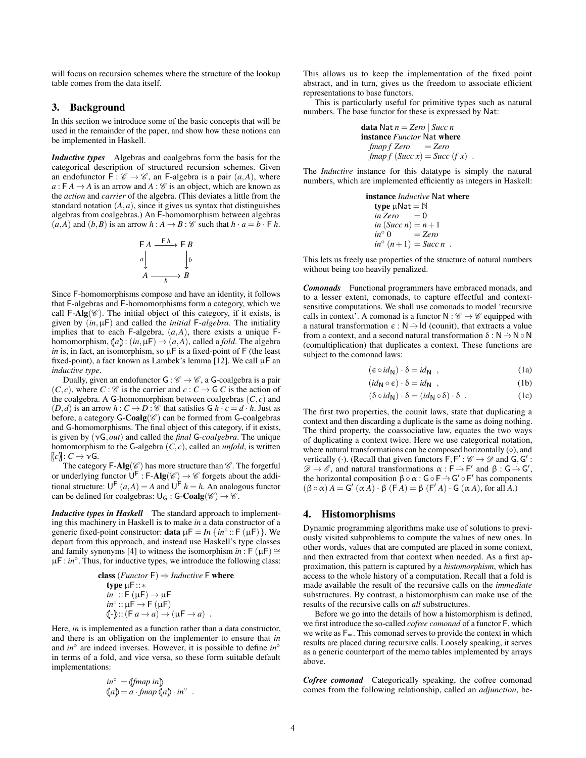will focus on recursion schemes where the structure of the lookup table comes from the data itself.

## 3. Background

In this section we introduce some of the basic concepts that will be used in the remainder of the paper, and show how these notions can be implemented in Haskell.

***Inductive types*** Algebras and coalgebras form the basis for the categorical description of structured recursion schemes. Given an endofunctor $\mathsf{F} : \mathscr{C} \to \mathscr{C}$, an $\mathsf{F}$-algebra is a pair $(a, A)$, where $a : \mathsf{F}\,A \to A$ is an arrow and $A : \mathscr{C}$ is an object, which are known as the *action* and *carrier* of the algebra. (This deviates a little from the standard notation $(A, a)$, since it gives us syntax that distinguishes algebras from coalgebras.) An $\mathsf{F}$-homomorphism between algebras $(a, A)$ and $(b, B)$ is an arrow $h : A \to B : \mathscr{C}$ such that $h \cdot a = b \cdot \mathsf{F}\,h$.

$$\begin{array}{ccc} \mathsf{F}\,A & \xrightarrow{\mathsf{F}\,h} & \mathsf{F}\,B \\ {\scriptstyle a}\downarrow & & \downarrow{\scriptstyle b} \\ A & \xrightarrow[h]{} & B \end{array}$$

Since $\mathsf{F}$-homomorphisms compose and have an identity, it follows that $\mathsf{F}$-algebras and $\mathsf{F}$-homomorphisms form a category, which we call $\mathsf{F}\text{-}\mathbf{Alg}(\mathscr{C})$. The initial object of this category, if it exists, is given by $(in, \mu\mathsf{F})$ and called the *initial* $\mathsf{F}$*-algebra*. The initiality implies that to each $\mathsf{F}$-algebra, $(a, A)$, there exists a unique $\mathsf{F}$-homomorphism, $(\!|a|\!) : (in, \mu\mathsf{F}) \to (a, A)$, called a *fold*. The algebra $in$ is, in fact, an isomorphism, so $\mu\mathsf{F}$ is a fixed-point of $\mathsf{F}$ (the least fixed-point), a fact known as Lambek's lemma [12]. We call $\mu\mathsf{F}$ an *inductive type*.

Dually, given an endofunctor $\mathsf{G} : \mathscr{C} \to \mathscr{C}$, a $\mathsf{G}$-coalgebra is a pair $(C, c)$, where $C : \mathscr{C}$ is the carrier and $c : C \to \mathsf{G}\,C$ is the action of the coalgebra. A $\mathsf{G}$-homomorphism between coalgebras $(C, c)$ and $(D, d)$ is an arrow $h : C \to D : \mathscr{C}$ that satisfies $\mathsf{G}\,h \cdot c = d \cdot h$. Just as before, a category $\mathsf{G}\text{-}\mathbf{Coalg}(\mathscr{C})$ can be formed from $\mathsf{G}$-coalgebras and $\mathsf{G}$-homomorphisms. The final object of this category, if it exists, is given by $(\nu\mathsf{G}, out)$ and called the *final* $\mathsf{G}$*-coalgebra*. The unique homomorphism to the $\mathsf{G}$-algebra $(C, c)$, called an *unfold*, is written $[\![c]\!] : C \to \nu\mathsf{G}$.

The category $\mathsf{F}\text{-}\mathbf{Alg}(\mathscr{C})$ has more structure than $\mathscr{C}$. The forgetful or underlying functor $\mathsf{U}^{\mathsf{F}} : \mathsf{F}\text{-}\mathbf{Alg}(\mathscr{C}) \to \mathscr{C}$ forgets about the additional structure: $\mathsf{U}^{\mathsf{F}}\,(a, A) = A$ and $\mathsf{U}^{\mathsf{F}}\,h = h$. An analogous functor can be defined for coalgebras: $\mathsf{U}_{\mathsf{G}} : \mathsf{G}\text{-}\mathbf{Coalg}(\mathscr{C}) \to \mathscr{C}$.

***Inductive types in Haskell*** The standard approach to implementing this machinery in Haskell is to make $in$ a data constructor of a generic fixed-point constructor: **data** $\mu\mathsf{F} = In\,\{in^{\circ} :: \mathsf{F}\,(\mu\mathsf{F})\}$. We depart from this approach, and instead use Haskell's type classes and family synonyms [4] to witness the isomorphism $in : \mathsf{F}\,(\mu\mathsf{F}) \cong \mu\mathsf{F} : in^{\circ}$. Thus, for inductive types, we introduce the following class:

```
class (Functor F) ⇒ Inductive F where
  type μF :: ∗
  in  :: F (μF) → μF
  in° :: μF → F (μF)
  (|-|) :: (F a → a) → (μF → a) .
```

Here, $in$ is implemented as a function rather than a data constructor, and there is an obligation on the implementer to ensure that $in$ and $in^{\circ}$ are indeed inverses. However, it is possible to define $in^{\circ}$ in terms of a fold, and vice versa, so these form suitable default implementations:

$$in^{\circ} = (\!|fmap\ in|\!)$$
$$(\!|a|\!) = a \cdot fmap\,(\!|a|\!) \cdot in^{\circ} \;.$$

This allows us to keep the implementation of the fixed point abstract, and in turn, gives us the freedom to associate efficient representations to base functors.

This is particularly useful for primitive types such as natural numbers. The base functor for these is expressed by $\mathsf{Nat}$:

```
data Nat n = Zero | Succ n
instance Functor Nat where
  fmap f Zero     = Zero
  fmap f (Succ x) = Succ (f x) .
```

The *Inductive* instance for this datatype is simply the natural numbers, which are implemented efficiently as integers in Haskell:

```
instance Inductive Nat where
  type μNat = ℕ
  in Zero      = 0
  in (Succ n)  = n + 1
  in° 0        = Zero
  in° (n + 1)  = Succ n .
```

This lets us freely use properties of the structure of natural numbers without being too heavily penalized.

***Comonads*** Functional programmers have embraced monads, and to a lesser extent, comonads, to capture effectful and context-sensitive computations. We shall use comonads to model 'recursive calls in context'. A comonad is a functor $\mathsf{N} : \mathscr{C} \to \mathscr{C}$ equipped with a natural transformation $\epsilon : \mathsf{N} \dot{\to} \mathsf{Id}$ (counit), that extracts a value from a context, and a second natural transformation $\delta : \mathsf{N} \dot{\to} \mathsf{N} \circ \mathsf{N}$ (comultiplication) that duplicates a context. These functions are subject to the comonad laws:

$$(\epsilon \circ id_{\mathsf{N}}) \cdot \delta = id_{\mathsf{N}} \;, \tag{1a}$$

$$(id_{\mathsf{N}} \circ \epsilon) \cdot \delta = id_{\mathsf{N}} \;, \tag{1b}$$

$$(\delta \circ id_{\mathsf{N}}) \cdot \delta = (id_{\mathsf{N}} \circ \delta) \cdot \delta \;. \tag{1c}$$

The first two properties, the counit laws, state that duplicating a context and then discarding a duplicate is the same as doing nothing. The third property, the coassociative law, equates the two ways of duplicating a context twice. Here we use categorical notation, where natural transformations can be composed horizontally ($\circ$), and vertically ($\cdot$). (Recall that given functors $\mathsf{F}, \mathsf{F}' : \mathscr{C} \to \mathscr{D}$ and $\mathsf{G}, \mathsf{G}' : \mathscr{D} \to \mathscr{E}$, and natural transformations $\alpha : \mathsf{F} \dot{\to} \mathsf{F}'$ and $\beta : \mathsf{G} \dot{\to} \mathsf{G}'$, the horizontal composition $\beta \circ \alpha : \mathsf{G} \circ \mathsf{F} \dot{\to} \mathsf{G}' \circ \mathsf{F}'$ has components $(\beta \circ \alpha)\,A = \mathsf{G}'\,(\alpha\,A) \cdot \beta\,(\mathsf{F}\,A) = \beta\,(\mathsf{F}'\,A) \cdot \mathsf{G}\,(\alpha\,A)$, for all $A$.)

## 4. Histomorphisms

Dynamic programming algorithms make use of solutions to previously visited subproblems to compute the values of new ones. In other words, values that are computed are placed in some context, and then extracted from that context when needed. As a first approximation, this pattern is captured by a *histomorphism*, which has access to the whole history of a computation. Recall that a fold is made available the result of the recursive calls on the *immediate* substructures. By contrast, a histomorphism can make use of the results of the recursive calls on *all* substructures.

Before we go into the details of how a histomorphism is defined, we first introduce the so-called *cofree comonad* of a functor $\mathsf{F}$, which we write as $\mathsf{F}_{\infty}$. This comonad serves to provide the context in which results are placed during recursive calls. Loosely speaking, it serves as a generic counterpart of the memo tables implemented by arrays above.

***Cofree comonad*** Categorically speaking, the cofree comonad comes from the following relationship, called an *adjunction*, be-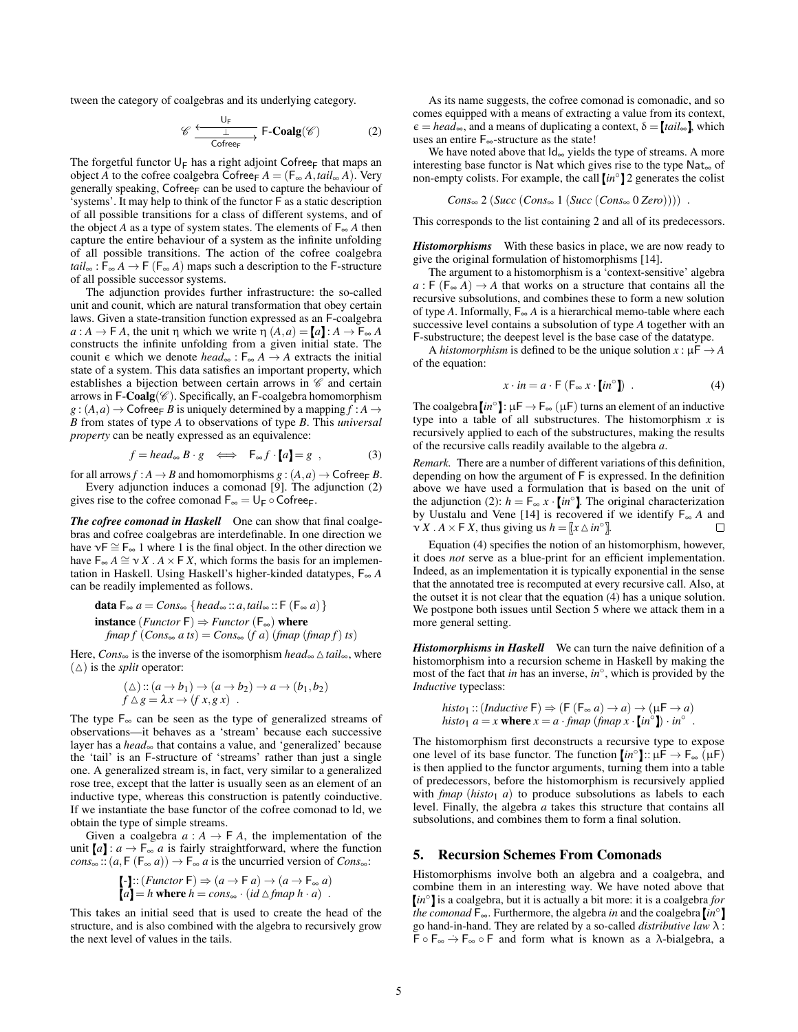tween the category of coalgebras and its underlying category.

$$\mathscr{C} \underset{\mathsf{Cofree_F}}{\overset{\mathsf{U_F}}{\underset{\perp}{\rightleftarrows}}} \mathsf{F}\text{-}\mathbf{Coalg}(\mathscr{C}) \tag{2}$$

The forgetful functor $\mathsf{U_F}$ has a right adjoint $\mathsf{Cofree_F}$ that maps an object $A$ to the cofree coalgebra $\mathsf{Cofree_F}\,A = (\mathsf{F}_\infty\,A, \mathit{tail}_\infty\,A)$. Very generally speaking, $\mathsf{Cofree_F}$ can be used to capture the behaviour of 'systems'. It may help to think of the functor $\mathsf{F}$ as a static description of all possible transitions for a class of different systems, and of the object $A$ as a type of system states. The elements of $\mathsf{F}_\infty\,A$ then capture the entire behaviour of a system as the infinite unfolding of all possible transitions. The action of the cofree coalgebra $\mathit{tail}_\infty : \mathsf{F}_\infty\,A \to \mathsf{F}\,(\mathsf{F}_\infty\,A)$ maps such a description to the $\mathsf{F}$-structure of all possible successor systems.

The adjunction provides further infrastructure: the so-called unit and counit, which are natural transformation that obey certain laws. Given a state-transition function expressed as an $\mathsf{F}$-coalgebra $a : A \to \mathsf{F}\,A$, the unit $\eta$ which we write $\eta\,(A,a) = [\![a]\!] : A \to \mathsf{F}_\infty\,A$ constructs the infinite unfolding from a given initial state. The counit $\epsilon$ which we denote $\mathit{head}_\infty : \mathsf{F}_\infty\,A \to A$ extracts the initial state of a system. This data satisfies an important property, which establishes a bijection between certain arrows in $\mathscr{C}$ and certain arrows in $\mathsf{F}$-$\mathbf{Coalg}(\mathscr{C})$. Specifically, an $\mathsf{F}$-coalgebra homomorphism $g : (A,a) \to \mathsf{Cofree_F}\,B$ is uniquely determined by a mapping $f : A \to B$ from states of type $A$ to observations of type $B$. This *universal property* can be neatly expressed as an equivalence:

$$f = \mathit{head}_\infty\,B \cdot g \iff \mathsf{F}_\infty\,f \cdot [\![a]\!] = g \ , \tag{3}$$

for all arrows $f : A \to B$ and homomorphisms $g : (A,a) \to \mathsf{Cofree_F}\,B$.

Every adjunction induces a comonad [9]. The adjunction (2) gives rise to the cofree comonad $\mathsf{F}_\infty = \mathsf{U_F} \circ \mathsf{Cofree_F}$.

***The cofree comonad in Haskell*** One can show that final coalgebras and cofree coalgebras are interdefinable. In one direction we have $\nu\mathsf{F} \cong \mathsf{F}_\infty\,1$ where $1$ is the final object. In the other direction we have $\mathsf{F}_\infty\,A \cong \nu X\,.\,A \times \mathsf{F}\,X$, which forms the basis for an implementation in Haskell. Using Haskell's higher-kinded datatypes, $\mathsf{F}_\infty\,A$ can be readily implemented as follows.

```
data F∞ a = Cons∞ {head∞ :: a, tail∞ :: F (F∞ a)}
instance (Functor F) ⇒ Functor (F∞) where
  fmap f (Cons∞ a ts) = Cons∞ (f a) (fmap (fmap f) ts)
```

Here, $\mathit{Cons}_\infty$ is the inverse of the isomorphism $\mathit{head}_\infty \vartriangle \mathit{tail}_\infty$, where $(\vartriangle)$ is the *split* operator:

```
(△) :: (a → b1) → (a → b2) → a → (b1, b2)
f △ g = λx → (f x, g x) .
```

The type $\mathsf{F}_\infty$ can be seen as the type of generalized streams of observations—it behaves as a 'stream' because each successive layer has a $\mathit{head}_\infty$ that contains a value, and 'generalized' because the 'tail' is an $\mathsf{F}$-structure of 'streams' rather than just a single one. A generalized stream is, in fact, very similar to a generalized rose tree, except that the latter is usually seen as an element of an inductive type, whereas this construction is patently coinductive. If we instantiate the base functor of the cofree comonad to $\mathsf{Id}$, we obtain the type of simple streams.

Given a coalgebra $a : A \to \mathsf{F}\,A$, the implementation of the unit $[\![a]\!] : a \to \mathsf{F}_\infty\,a$ is fairly straightforward, where the function $\mathit{cons}_\infty :: (a, \mathsf{F}\,(\mathsf{F}_\infty\,a)) \to \mathsf{F}_\infty\,a$ is the uncurried version of $\mathit{Cons}_\infty$:

```
[[-]] :: (Functor F) ⇒ (a → F a) → (a → F∞ a)
[[a]] = h where h = cons∞ · (id △ fmap h · a) .
```

This takes an initial seed that is used to create the head of the structure, and is also combined with the algebra to recursively grow the next level of values in the tails.

As its name suggests, the cofree comonad is comonadic, and so comes equipped with a means of extracting a value from its context, $\epsilon = \mathit{head}_\infty$, and a means of duplicating a context, $\delta = [\![\mathit{tail}_\infty]\!]$, which uses an entire $\mathsf{F}_\infty$-structure as the state!

We have noted above that $\mathsf{Id}_\infty$ yields the type of streams. A more interesting base functor is $\mathsf{Nat}$ which gives rise to the type $\mathsf{Nat}_\infty$ of non-empty colists. For example, the call $[\![\mathit{in}^\circ]\!]\,2$ generates the colist

$$\mathit{Cons}_\infty\ 2\ (\mathit{Succ}\ (\mathit{Cons}_\infty\ 1\ (\mathit{Succ}\ (\mathit{Cons}_\infty\ 0\ \mathit{Zero})))) \ .$$

This corresponds to the list containing 2 and all of its predecessors.

***Histomorphisms*** With these basics in place, we are now ready to give the original formulation of histomorphisms [14].

The argument to a histomorphism is a 'context-sensitive' algebra $a : \mathsf{F}\,(\mathsf{F}_\infty\,A) \to A$ that works on a structure that contains all the recursive subsolutions, and combines these to form a new solution of type $A$. Informally, $\mathsf{F}_\infty\,A$ is a hierarchical memo-table where each successive level contains a subsolution of type $A$ together with an $\mathsf{F}$-substructure; the deepest level is the base case of the datatype.

A *histomorphism* is defined to be the unique solution $x : \mu\mathsf{F} \to A$ of the equation:

$$x \cdot \mathit{in} = a \cdot \mathsf{F}\,(\mathsf{F}_\infty\,x \cdot [\![\mathit{in}^\circ]\!]) \ . \tag{4}$$

The coalgebra $[\![\mathit{in}^\circ]\!] : \mu\mathsf{F} \to \mathsf{F}_\infty\,(\mu\mathsf{F})$ turns an element of an inductive type into a table of all substructures. The histomorphism $x$ is recursively applied to each of the substructures, making the results of the recursive calls readily available to the algebra $a$.

*Remark.* There are a number of different variations of this definition, depending on how the argument of $\mathsf{F}$ is expressed. In the definition above we have used a formulation that is based on the unit of the adjunction (2): $h = \mathsf{F}_\infty\,x \cdot [\![\mathit{in}^\circ]\!]$. The original characterization by Uustalu and Vene [14] is recovered if we identify $\mathsf{F}_\infty\,A$ and $\nu X\,.\,A \times \mathsf{F}\,X$, thus giving us $h = [\![x \vartriangle \mathit{in}^\circ]\!]$. □

Equation (4) specifies the notion of an histomorphism, however, it does *not* serve as a blue-print for an efficient implementation. Indeed, as an implementation it is typically exponential in the sense that the annotated tree is recomputed at every recursive call. Also, at the outset it is not clear that the equation (4) has a unique solution. We postpone both issues until Section 5 where we attack them in a more general setting.

***Histomorphisms in Haskell*** We can turn the naive definition of a histomorphism into a recursion scheme in Haskell by making the most of the fact that $\mathit{in}$ has an inverse, $\mathit{in}^\circ$, which is provided by the *Inductive* typeclass:

```
histo1 :: (Inductive F) ⇒ (F (F∞ a) → a) → (μF → a)
histo1 a = x where x = a · fmap (fmap x · [[in°]]) · in° .
```

The histomorphism first deconstructs a recursive type to expose one level of its base functor. The function $[\![\mathit{in}^\circ]\!] :: \mu\mathsf{F} \to \mathsf{F}_\infty\,(\mu\mathsf{F})$ is then applied to the functor arguments, turning them into a table of predecessors, before the histomorphism is recursively applied with $\mathit{fmap}\ (\mathit{histo}_1\ a)$ to produce subsolutions as labels to each level. Finally, the algebra $a$ takes this structure that contains all subsolutions, and combines them to form a final solution.

## 5. Recursion Schemes From Comonads

Histomorphisms involve both an algebra and a coalgebra, and combine them in an interesting way. We have noted above that $[\![\mathit{in}^\circ]\!]$ is a coalgebra, but it is actually a bit more: it is a coalgebra *for the comonad* $\mathsf{F}_\infty$. Furthermore, the algebra $\mathit{in}$ and the coalgebra $[\![\mathit{in}^\circ]\!]$ go hand-in-hand. They are related by a so-called *distributive law* $\lambda : \mathsf{F} \circ \mathsf{F}_\infty \dot{\to} \mathsf{F}_\infty \circ \mathsf{F}$ and form what is known as a $\lambda$-bialgebra, a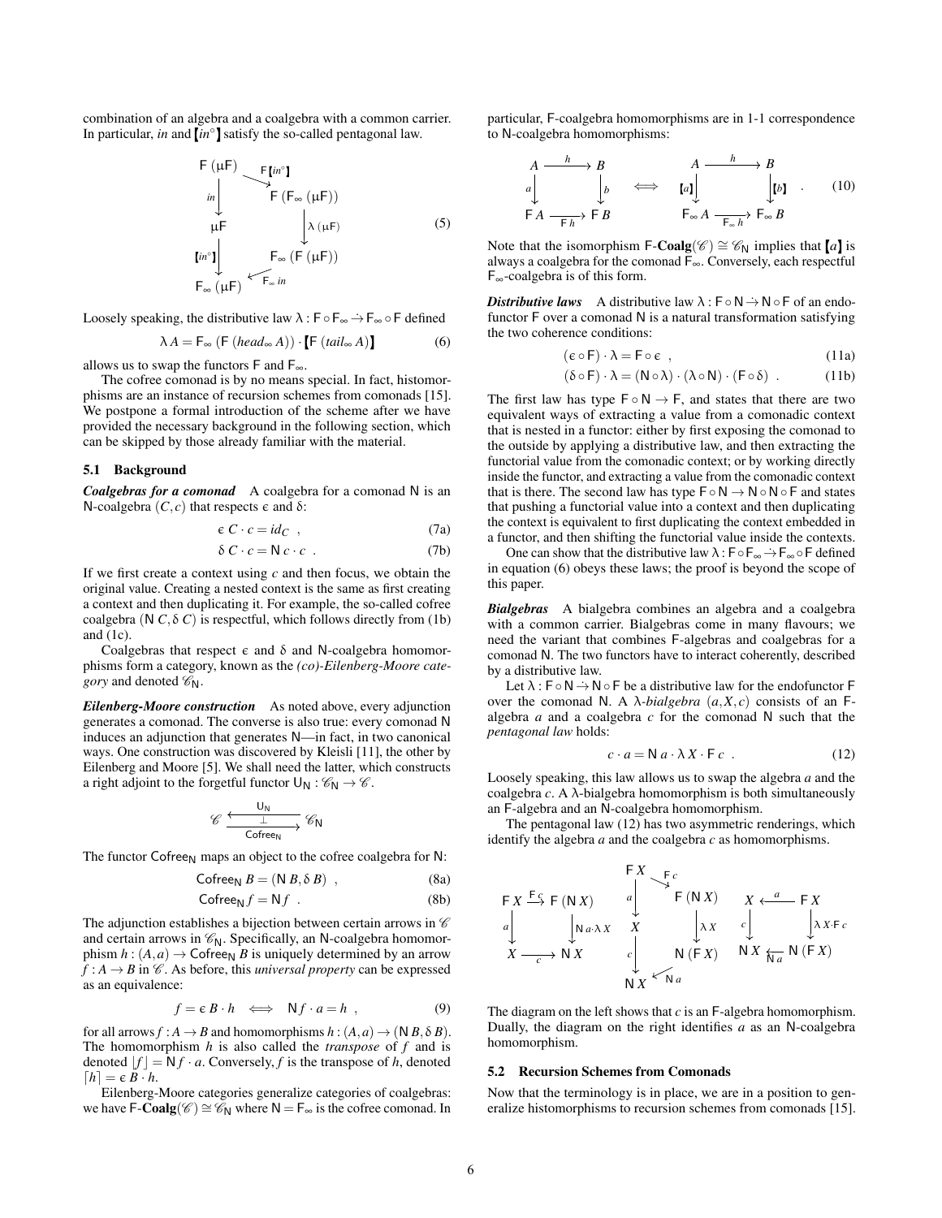combination of an algebra and a coalgebra with a common carrier. In particular, *in* and $(\!|in^\circ|\!)$ satisfy the so-called pentagonal law.

$$
\begin{array}{ccc}
\mathsf{F}\,(\mu\mathsf{F}) & \xrightarrow{\mathsf{F}\,(\!|in^\circ|\!)} & \mathsf{F}\,(\mathsf{F}_\infty\,(\mu\mathsf{F})) \\
\downarrow{\scriptstyle in} & & \downarrow{\scriptstyle \lambda\,(\mu\mathsf{F})} \\
\mu\mathsf{F} & & \mathsf{F}_\infty\,(\mathsf{F}\,(\mu\mathsf{F})) \\
\downarrow{\scriptstyle (\!|in^\circ|\!)} & & \downarrow{\scriptstyle \mathsf{F}_\infty\, in} \\
\mathsf{F}_\infty\,(\mu\mathsf{F}) & = & \mathsf{F}_\infty\,(\mu\mathsf{F})
\end{array}
\tag{5}
$$

Loosely speaking, the distributive law $\lambda : \mathsf{F} \circ \mathsf{F}_\infty \dot{\to} \mathsf{F}_\infty \circ \mathsf{F}$ defined

$$\lambda\, A = \mathsf{F}_\infty\,(\mathsf{F}\,(head_\infty\, A)) \cdot (\!|\mathsf{F}\,(tail_\infty\, A)|\!) \tag{6}$$

allows us to swap the functors $\mathsf{F}$ and $\mathsf{F}_\infty$.

The cofree comonad is by no means special. In fact, histomorphisms are an instance of recursion schemes from comonads [15]. We postpone a formal introduction of the scheme after we have provided the necessary background in the following section, which can be skipped by those already familiar with the material.

### 5.1 Background

***Coalgebras for a comonad*** A coalgebra for a comonad $\mathsf{N}$ is an $\mathsf{N}$-coalgebra $(C, c)$ that respects $\epsilon$ and $\delta$:

$$\epsilon\, C \cdot c = id_C \ , \tag{7a}$$

$$\delta\, C \cdot c = \mathsf{N}\, c \cdot c \ . \tag{7b}$$

If we first create a context using $c$ and then focus, we obtain the original value. Creating a nested context is the same as first creating a context and then duplicating it. For example, the so-called cofree coalgebra $(\mathsf{N}\, C, \delta\, C)$ is respectful, which follows directly from (1b) and (1c).

Coalgebras that respect $\epsilon$ and $\delta$ and $\mathsf{N}$-coalgebra homomorphisms form a category, known as the *(co)-Eilenberg-Moore category* and denoted $\mathscr{C}_\mathsf{N}$.

***Eilenberg-Moore construction*** As noted above, every adjunction generates a comonad. The converse is also true: every comonad $\mathsf{N}$ induces an adjunction that generates $\mathsf{N}$—in fact, in two canonical ways. One construction was discovered by Kleisli [11], the other by Eilenberg and Moore [5]. We shall need the latter, which constructs a right adjoint to the forgetful functor $\mathsf{U}_\mathsf{N} : \mathscr{C}_\mathsf{N} \to \mathscr{C}$.

$$\mathscr{C} \underset{\mathsf{Cofree}_\mathsf{N}}{\overset{\mathsf{U}_\mathsf{N}}{\underset{\longrightarrow}{\overset{\longleftarrow}{\bot}}}} \mathscr{C}_\mathsf{N}$$

The functor $\mathsf{Cofree}_\mathsf{N}$ maps an object to the cofree coalgebra for $\mathsf{N}$:

$$\mathsf{Cofree}_\mathsf{N}\, B = (\mathsf{N}\, B, \delta\, B) \ , \tag{8a}$$

$$\mathsf{Cofree}_\mathsf{N}\, f = \mathsf{N}\, f \ . \tag{8b}$$

The adjunction establishes a bijection between certain arrows in $\mathscr{C}$ and certain arrows in $\mathscr{C}_\mathsf{N}$. Specifically, an $\mathsf{N}$-coalgebra homomorphism $h : (A, a) \to \mathsf{Cofree}_\mathsf{N}\, B$ is uniquely determined by an arrow $f : A \to B$ in $\mathscr{C}$. As before, this *universal property* can be expressed as an equivalence:

$$f = \epsilon\, B \cdot h \iff \mathsf{N}\, f \cdot a = h \ , \tag{9}$$

for all arrows $f : A \to B$ and homomorphisms $h : (A, a) \to (\mathsf{N}\, B, \delta\, B)$. The homomorphism $h$ is also called the *transpose* of $f$ and is denoted $\lfloor f \rfloor = \mathsf{N}\, f \cdot a$. Conversely, $f$ is the transpose of $h$, denoted $\lceil h \rceil = \epsilon\, B \cdot h$.

Eilenberg-Moore categories generalize categories of coalgebras: we have $\mathsf{F}\text{-}\mathbf{Coalg}(\mathscr{C}) \cong \mathscr{C}_\mathsf{N}$ where $\mathsf{N} = \mathsf{F}_\infty$ is the cofree comonad. In particular, $\mathsf{F}$-coalgebra homomorphisms are in 1-1 correspondence to $\mathsf{N}$-coalgebra homomorphisms:

$$
\begin{array}{ccc}
A & \xrightarrow{h} & B \\
\downarrow{\scriptstyle a} & & \downarrow{\scriptstyle b} \\
\mathsf{F}\, A & \xrightarrow{\mathsf{F}\, h} & \mathsf{F}\, B
\end{array}
\iff
\begin{array}{ccc}
A & \xrightarrow{h} & B \\
\downarrow{\scriptstyle [\!(a)\!]} & & \downarrow{\scriptstyle [\!(b)\!]} \\
\mathsf{F}_\infty\, A & \xrightarrow{\mathsf{F}_\infty\, h} & \mathsf{F}_\infty\, B
\end{array}
\ . \tag{10}
$$

Note that the isomorphism $\mathsf{F}\text{-}\mathbf{Coalg}(\mathscr{C}) \cong \mathscr{C}_\mathsf{N}$ implies that $[\!(a)\!]$ is always a coalgebra for the comonad $\mathsf{F}_\infty$. Conversely, each respectful $\mathsf{F}_\infty$-coalgebra is of this form.

***Distributive laws*** A distributive law $\lambda : \mathsf{F} \circ \mathsf{N} \dot{\to} \mathsf{N} \circ \mathsf{F}$ of an endofunctor $\mathsf{F}$ over a comonad $\mathsf{N}$ is a natural transformation satisfying the two coherence conditions:

$$(\epsilon \circ \mathsf{F}) \cdot \lambda = \mathsf{F} \circ \epsilon \ , \tag{11a}$$

$$(\delta \circ \mathsf{F}) \cdot \lambda = (\mathsf{N} \circ \lambda) \cdot (\lambda \circ \mathsf{N}) \cdot (\mathsf{F} \circ \delta) \ . \tag{11b}$$

The first law has type $\mathsf{F} \circ \mathsf{N} \to \mathsf{F}$, and states that there are two equivalent ways of extracting a value from a comonadic context that is nested in a functor: either by first exposing the comonad to the outside by applying a distributive law, and then extracting the functorial value from the comonadic context; or by working directly inside the functor, and extracting a value from the comonadic context that is there. The second law has type $\mathsf{F} \circ \mathsf{N} \to \mathsf{N} \circ \mathsf{N} \circ \mathsf{F}$ and states that pushing a functorial value into a context and then duplicating the context is equivalent to first duplicating the context embedded in a functor, and then shifting the functorial value inside the contexts.

One can show that the distributive law $\lambda : \mathsf{F} \circ \mathsf{F}_\infty \dot{\to} \mathsf{F}_\infty \circ \mathsf{F}$ defined in equation (6) obeys these laws; the proof is beyond the scope of this paper.

***Bialgebras*** A bialgebra combines an algebra and a coalgebra with a common carrier. Bialgebras come in many flavours; we need the variant that combines $\mathsf{F}$-algebras and coalgebras for a comonad $\mathsf{N}$. The two functors have to interact coherently, described by a distributive law.

Let $\lambda : \mathsf{F} \circ \mathsf{N} \dot{\to} \mathsf{N} \circ \mathsf{F}$ be a distributive law for the endofunctor $\mathsf{F}$ over the comonad $\mathsf{N}$. A $\lambda$*-bialgebra* $(a, X, c)$ consists of an $\mathsf{F}$-algebra $a$ and a coalgebra $c$ for the comonad $\mathsf{N}$ such that the *pentagonal law* holds:

$$c \cdot a = \mathsf{N}\, a \cdot \lambda\, X \cdot \mathsf{F}\, c \ . \tag{12}$$

Loosely speaking, this law allows us to swap the algebra $a$ and the coalgebra $c$. A $\lambda$-bialgebra homomorphism is both simultaneously an $\mathsf{F}$-algebra and an $\mathsf{N}$-coalgebra homomorphism.

The pentagonal law (12) has two asymmetric renderings, which identify the algebra $a$ and the coalgebra $c$ as homomorphisms.

$$
\begin{array}{ccc}
\mathsf{F}\, X & \xrightarrow{\mathsf{F}\, c} & \mathsf{F}\,(\mathsf{N}\, X) \\
\downarrow{\scriptstyle a} & & \downarrow{\scriptstyle \mathsf{N}\, a \cdot \lambda\, X} \\
X & \xrightarrow{c} & \mathsf{N}\, X
\end{array}
\qquad
\begin{array}{ccc}
\mathsf{F}\, X & \xrightarrow{\mathsf{F}\, c} & \mathsf{F}\,(\mathsf{N}\, X) \\
\downarrow{\scriptstyle a} & & \downarrow{\scriptstyle \lambda\, X} \\
X & & \mathsf{N}\,(\mathsf{F}\, X) \\
\downarrow{\scriptstyle c} & & \downarrow{\scriptstyle \mathsf{N}\, a} \\
\mathsf{N}\, X & = & \mathsf{N}\, X
\end{array}
\qquad
\begin{array}{ccc}
X & \xleftarrow{a} & \mathsf{F}\, X \\
\downarrow{\scriptstyle c} & & \downarrow{\scriptstyle \lambda\, X \cdot \mathsf{F}\, c} \\
\mathsf{N}\, X & \xleftarrow{\mathsf{N}\, a} & \mathsf{N}\,(\mathsf{F}\, X)
\end{array}
$$

The diagram on the left shows that $c$ is an $\mathsf{F}$-algebra homomorphism. Dually, the diagram on the right identifies $a$ as an $\mathsf{N}$-coalgebra homomorphism.

### 5.2 Recursion Schemes from Comonads

Now that the terminology is in place, we are in a position to generalize histomorphisms to recursion schemes from comonads [15].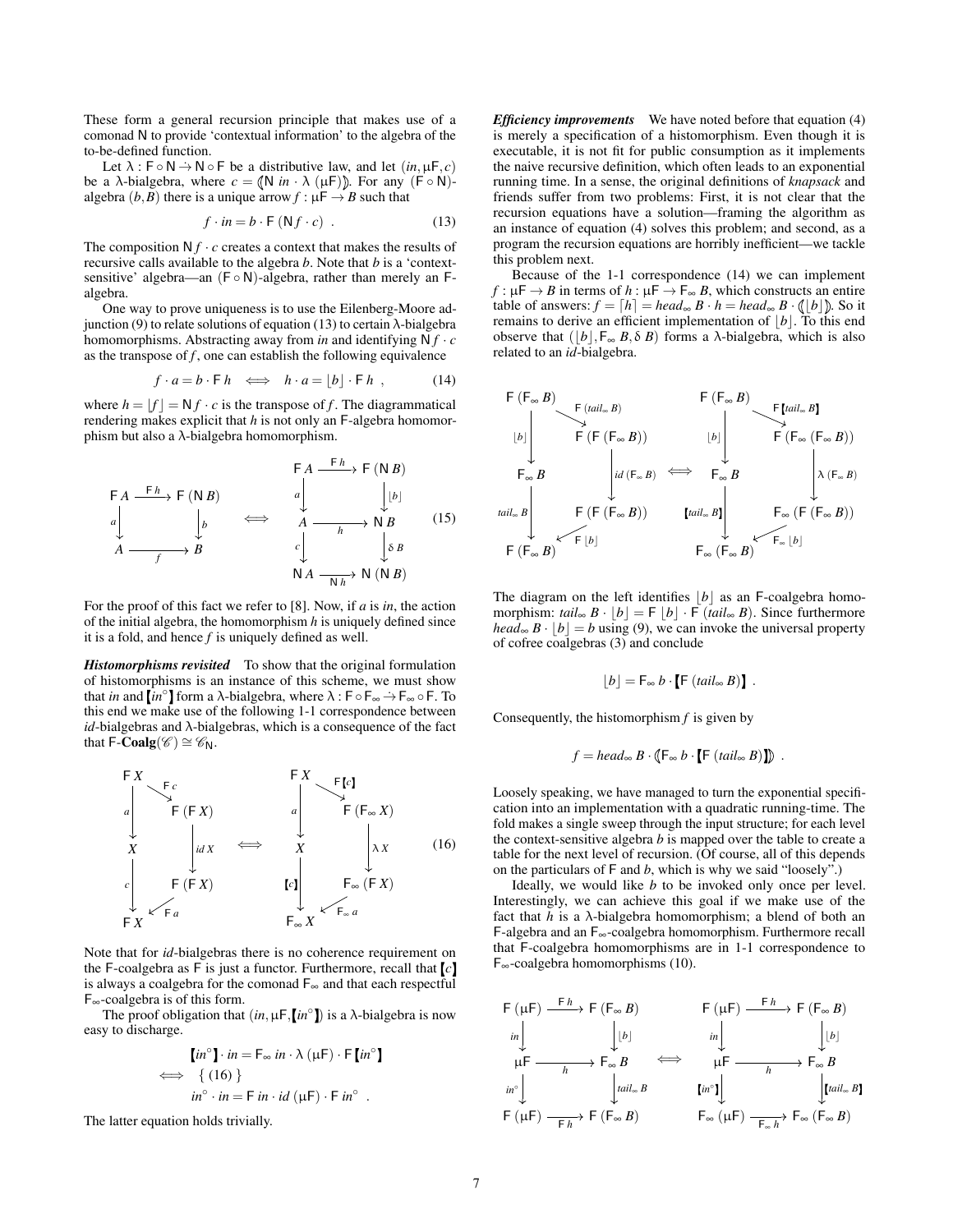These form a general recursion principle that makes use of a comonad $\mathsf{N}$ to provide 'contextual information' to the algebra of the to-be-defined function.

Let $\lambda : \mathsf{F} \circ \mathsf{N} \dot{\to} \mathsf{N} \circ \mathsf{F}$ be a distributive law, and let $(in, \mu\mathsf{F}, c)$ be a $\lambda$-bialgebra, where $c = (\!|\mathsf{N}\ in \cdot \lambda\ (\mu\mathsf{F})|\!)$. For any $(\mathsf{F} \circ \mathsf{N})$-algebra $(b, B)$ there is a unique arrow $f : \mu\mathsf{F} \to B$ such that

$$f \cdot in = b \cdot \mathsf{F}\ (\mathsf{N} f \cdot c)\ . \tag{13}$$

The composition $\mathsf{N} f \cdot c$ creates a context that makes the results of recursive calls available to the algebra $b$. Note that $b$ is a 'context-sensitive' algebra—an $(\mathsf{F} \circ \mathsf{N})$-algebra, rather than merely an $\mathsf{F}$-algebra.

One way to prove uniqueness is to use the Eilenberg-Moore adjunction (9) to relate solutions of equation (13) to certain $\lambda$-bialgebra homomorphisms. Abstracting away from $in$ and identifying $\mathsf{N} f \cdot c$ as the transpose of $f$, one can establish the following equivalence

$$f \cdot a = b \cdot \mathsf{F}\ h \iff h \cdot a = \lfloor b \rfloor \cdot \mathsf{F}\ h\ , \tag{14}$$

where $h = \lfloor f \rfloor = \mathsf{N} f \cdot c$ is the transpose of $f$. The diagrammatical rendering makes explicit that $h$ is not only an $\mathsf{F}$-algebra homomorphism but also a $\lambda$-bialgebra homomorphism.

$$\begin{array}{ccc} \mathsf{F}\,A & \xrightarrow{\mathsf{F}\,h} & \mathsf{F}\,(\mathsf{N}\,B) \\ \downarrow a & & \downarrow b \\ A & \xrightarrow[f]{} & B \end{array} \iff \begin{array}{ccc} \mathsf{F}\,A & \xrightarrow{\mathsf{F}\,h} & \mathsf{F}\,(\mathsf{N}\,B) \\ \downarrow a & & \downarrow \lfloor b \rfloor \\ A & \xrightarrow[h]{} & \mathsf{N}\,B \\ \downarrow c & & \downarrow \delta\,B \\ \mathsf{N}\,A & \xrightarrow[\mathsf{N}\,h]{} & \mathsf{N}\,(\mathsf{N}\,B) \end{array} \tag{15}$$

For the proof of this fact we refer to [8]. Now, if $a$ is $in$, the action of the initial algebra, the homomorphism $h$ is uniquely defined since it is a fold, and hence $f$ is uniquely defined as well.

***Histomorphisms revisited*** To show that the original formulation of histomorphisms is an instance of this scheme, we must show that $in$ and $[\![in^\circ]\!]$ form a $\lambda$-bialgebra, where $\lambda : \mathsf{F} \circ \mathsf{F}_\infty \dot{\to} \mathsf{F}_\infty \circ \mathsf{F}$. To this end we make use of the following 1-1 correspondence between $id$-bialgebras and $\lambda$-bialgebras, which is a consequence of the fact that $\mathsf{F}\text{-}\mathbf{Coalg}(\mathscr{C}) \cong \mathscr{C}_\mathsf{N}$.

$$\begin{array}{ccc} \mathsf{F}\,X & \xrightarrow{\mathsf{F}\,c} & \mathsf{F}\,(\mathsf{F}\,X) \\ \downarrow a & & \downarrow id\,X \\ X & & \mathsf{F}\,(\mathsf{F}\,X) \\ \downarrow c & \xleftarrow{\mathsf{F}\,a} & \\ \mathsf{F}\,X & & \end{array} \iff \begin{array}{ccc} \mathsf{F}\,X & \xrightarrow{\mathsf{F}[\![c]\!]} & \mathsf{F}\,(\mathsf{F}_\infty\,X) \\ \downarrow a & & \downarrow \lambda\,X \\ X & & \mathsf{F}_\infty\,(\mathsf{F}\,X) \\ \downarrow [\![c]\!] & \xleftarrow{\mathsf{F}_\infty\,a} & \\ \mathsf{F}_\infty\,X & & \end{array} \tag{16}$$

Note that for $id$-bialgebras there is no coherence requirement on the $\mathsf{F}$-coalgebra as $\mathsf{F}$ is just a functor. Furthermore, recall that $[\![c]\!]$ is always a coalgebra for the comonad $\mathsf{F}_\infty$ and that each respectful $\mathsf{F}_\infty$-coalgebra is of this form.

The proof obligation that $(in, \mu\mathsf{F}, [\![in^\circ]\!])$ is a $\lambda$-bialgebra is now easy to discharge.

$$\begin{aligned} & [\![in^\circ]\!] \cdot in = \mathsf{F}_\infty\ in \cdot \lambda\ (\mu\mathsf{F}) \cdot \mathsf{F}\,[\![in^\circ]\!] \\ \iff & \quad \{\ (16)\ \} \\ & in^\circ \cdot in = \mathsf{F}\ in \cdot id\ (\mu\mathsf{F}) \cdot \mathsf{F}\ in^\circ\ . \end{aligned}$$

The latter equation holds trivially.

***Efficiency improvements*** We have noted before that equation (4) is merely a specification of a histomorphism. Even though it is executable, it is not fit for public consumption as it implements the naive recursive definition, which often leads to an exponential running time. In a sense, the original definitions of *knapsack* and friends suffer from two problems: First, it is not clear that the recursion equations have a solution—framing the algorithm as an instance of equation (4) solves this problem; and second, as a program the recursion equations are horribly inefficient—we tackle this problem next.

Because of the 1-1 correspondence (14) we can implement $f : \mu\mathsf{F} \to B$ in terms of $h : \mu\mathsf{F} \to \mathsf{F}_\infty\ B$, which constructs an entire table of answers: $f = \lceil h \rceil = head_\infty\ B \cdot h = head_\infty\ B \cdot (\!|\lfloor b \rfloor|\!)$. So it remains to derive an efficient implementation of $\lfloor b \rfloor$. To this end observe that $(\lfloor b \rfloor, \mathsf{F}_\infty\ B, \delta\ B)$ forms a $\lambda$-bialgebra, which is also related to an $id$-bialgebra.

$$\begin{array}{ccc} \mathsf{F}\,(\mathsf{F}_\infty\,B) & \xrightarrow{\mathsf{F}\,(tail_\infty\,B)} & \mathsf{F}\,(\mathsf{F}\,(\mathsf{F}_\infty\,B)) \\ \downarrow \lfloor b \rfloor & & \downarrow id\,(\mathsf{F}_\infty\,B) \\ \mathsf{F}_\infty\,B & & \mathsf{F}\,(\mathsf{F}\,(\mathsf{F}_\infty\,B)) \\ \downarrow tail_\infty\,B & \xleftarrow{\mathsf{F}\,\lfloor b \rfloor} & \\ \mathsf{F}\,(\mathsf{F}_\infty\,B) & & \end{array} \iff \begin{array}{ccc} \mathsf{F}\,(\mathsf{F}_\infty\,B) & \xrightarrow{\mathsf{F}[\![tail_\infty\,B]\!]} & \mathsf{F}\,(\mathsf{F}_\infty\,(\mathsf{F}_\infty\,B)) \\ \downarrow \lfloor b \rfloor & & \downarrow \lambda\,(\mathsf{F}_\infty\,B) \\ \mathsf{F}_\infty\,B & & \mathsf{F}_\infty\,(\mathsf{F}\,(\mathsf{F}_\infty\,B)) \\ \downarrow [\![tail_\infty\,B]\!] & \xleftarrow{\mathsf{F}_\infty\,\lfloor b \rfloor} & \\ \mathsf{F}_\infty\,(\mathsf{F}_\infty\,B) & & \end{array}$$

The diagram on the left identifies $\lfloor b \rfloor$ as an $\mathsf{F}$-coalgebra homomorphism: $tail_\infty\ B \cdot \lfloor b \rfloor = \mathsf{F}\ \lfloor b \rfloor \cdot \mathsf{F}\ (tail_\infty\ B)$. Since furthermore $head_\infty\ B \cdot \lfloor b \rfloor = b$ using (9), we can invoke the universal property of cofree coalgebras (3) and conclude

$$\lfloor b \rfloor = \mathsf{F}_\infty\ b \cdot [\![\mathsf{F}\ (tail_\infty\ B)]\!]\ .$$

Consequently, the histomorphism $f$ is given by

$$f = head_\infty\ B \cdot (\!|\mathsf{F}_\infty\ b \cdot [\![\mathsf{F}\ (tail_\infty\ B)]\!]|\!)\ .$$

Loosely speaking, we have managed to turn the exponential specification into an implementation with a quadratic running-time. The fold makes a single sweep through the input structure; for each level the context-sensitive algebra $b$ is mapped over the table to create a table for the next level of recursion. (Of course, all of this depends on the particulars of $\mathsf{F}$ and $b$, which is why we said "loosely".)

Ideally, we would like $b$ to be invoked only once per level. Interestingly, we can achieve this goal if we make use of the fact that $h$ is a $\lambda$-bialgebra homomorphism; a blend of both an $\mathsf{F}$-algebra and an $\mathsf{F}_\infty$-coalgebra homomorphism. Furthermore recall that $\mathsf{F}$-coalgebra homomorphisms are in 1-1 correspondence to $\mathsf{F}_\infty$-coalgebra homomorphisms (10).

$$\begin{array}{ccc} \mathsf{F}\,(\mu\mathsf{F}) & \xrightarrow{\mathsf{F}\,h} & \mathsf{F}\,(\mathsf{F}_\infty\,B) \\ \downarrow in & & \downarrow \lfloor b \rfloor \\ \mu\mathsf{F} & \xrightarrow[h]{} & \mathsf{F}_\infty\,B \\ \downarrow in^\circ & & \downarrow tail_\infty\,B \\ \mathsf{F}\,(\mu\mathsf{F}) & \xrightarrow[\mathsf{F}\,h]{} & \mathsf{F}\,(\mathsf{F}_\infty\,B) \end{array} \iff \begin{array}{ccc} \mathsf{F}\,(\mu\mathsf{F}) & \xrightarrow{\mathsf{F}\,h} & \mathsf{F}\,(\mathsf{F}_\infty\,B) \\ \downarrow in & & \downarrow \lfloor b \rfloor \\ \mu\mathsf{F} & \xrightarrow[h]{} & \mathsf{F}_\infty\,B \\ \downarrow [\![in^\circ]\!] & & \downarrow [\![tail_\infty\,B]\!] \\ \mathsf{F}_\infty\,(\mu\mathsf{F}) & \xrightarrow[\mathsf{F}_\infty\,h]{} & \mathsf{F}_\infty\,(\mathsf{F}_\infty\,B) \end{array}$$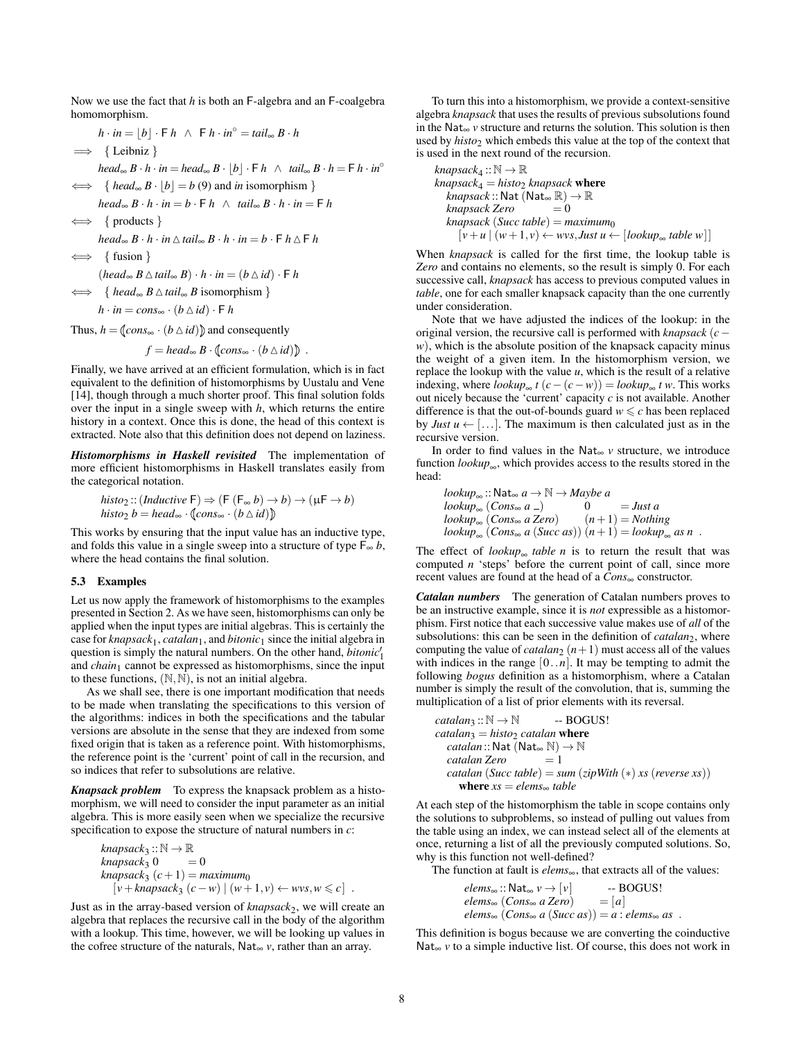Now we use the fact that $h$ is both an F-algebra and an F-coalgebra homomorphism.

$$
\begin{aligned}
& h \cdot in = \lfloor b \rfloor \cdot \mathsf{F}\,h \;\wedge\; \mathsf{F}\,h \cdot in^{\circ} = tail_{\infty}\,B \cdot h \\
\Longrightarrow\quad & \{\ \text{Leibniz}\ \} \\
& head_{\infty}\,B \cdot h \cdot in = head_{\infty}\,B \cdot \lfloor b \rfloor \cdot \mathsf{F}\,h \;\wedge\; tail_{\infty}\,B \cdot h = \mathsf{F}\,h \cdot in^{\circ} \\
\Longleftrightarrow\quad & \{\ head_{\infty}\,B \cdot \lfloor b \rfloor = b\ (9) \text{ and } in \text{ isomorphism}\ \} \\
& head_{\infty}\,B \cdot h \cdot in = b \cdot \mathsf{F}\,h \;\wedge\; tail_{\infty}\,B \cdot h \cdot in = \mathsf{F}\,h \\
\Longleftrightarrow\quad & \{\ \text{products}\ \} \\
& head_{\infty}\,B \cdot h \cdot in \vartriangle tail_{\infty}\,B \cdot h \cdot in = b \cdot \mathsf{F}\,h \vartriangle \mathsf{F}\,h \\
\Longleftrightarrow\quad & \{\ \text{fusion}\ \} \\
& (head_{\infty}\,B \vartriangle tail_{\infty}\,B) \cdot h \cdot in = (b \vartriangle id) \cdot \mathsf{F}\,h \\
\Longleftrightarrow\quad & \{\ head_{\infty}\,B \vartriangle tail_{\infty}\,B \text{ isomorphism}\ \} \\
& h \cdot in = cons_{\infty} \cdot (b \vartriangle id) \cdot \mathsf{F}\,h
\end{aligned}
$$

Thus, $h = (\!|cons_{\infty} \cdot (b \vartriangle id)|\!)$ and consequently

$$f = head_{\infty}\,B \cdot (\!|cons_{\infty} \cdot (b \vartriangle id)|\!) \;\; .$$

Finally, we have arrived at an efficient formulation, which is in fact equivalent to the definition of histomorphisms by Uustalu and Vene [14], though through a much shorter proof. This final solution folds over the input in a single sweep with $h$, which returns the entire history in a context. Once this is done, the head of this context is extracted. Note also that this definition does not depend on laziness.

***Histomorphisms in Haskell revisited*** The implementation of more efficient histomorphisms in Haskell translates easily from the categorical notation.

$$
\begin{aligned}
& histo_2 :: (Inductive\ \mathsf{F}) \Rightarrow (\mathsf{F}\ (\mathsf{F}_{\infty}\ b) \to b) \to (\mu\mathsf{F} \to b) \\
& histo_2\ b = head_{\infty} \cdot (\!|cons_{\infty} \cdot (b \vartriangle id)|\!)
\end{aligned}
$$

This works by ensuring that the input value has an inductive type, and folds this value in a single sweep into a structure of type $\mathsf{F}_{\infty}\ b$, where the head contains the final solution.

### 5.3 Examples

Let us now apply the framework of histomorphisms to the examples presented in Section 2. As we have seen, histomorphisms can only be applied when the input types are initial algebras. This is certainly the case for $knapsack_1$, $catalan_1$, and $bitonic_1$ since the initial algebra in question is simply the natural numbers. On the other hand, $bitonic'_1$ and $chain_1$ cannot be expressed as histomorphisms, since the input to these functions, $(\mathbb{N},\mathbb{N})$, is not an initial algebra.

As we shall see, there is one important modification that needs to be made when translating the specifications to this version of the algorithms: indices in both the specifications and the tabular versions are absolute in the sense that they are indexed from some fixed origin that is taken as a reference point. With histomorphisms, the reference point is the 'current' point of call in the recursion, and so indices that refer to subsolutions are relative.

***Knapsack problem*** To express the knapsack problem as a histomorphism, we will need to consider the input parameter as an initial algebra. This is more easily seen when we specialize the recursive specification to expose the structure of natural numbers in $c$:

$$
\begin{aligned}
& knapsack_3 :: \mathbb{N} \to \mathbb{R} \\
& knapsack_3\ 0 \qquad = 0 \\
& knapsack_3\ (c+1) = maximum_0 \\
& \quad [v + knapsack_3\ (c-w) \mid (w+1, v) \leftarrow wvs, w \leqslant c] \;\; .
\end{aligned}
$$

Just as in the array-based version of $knapsack_2$, we will create an algebra that replaces the recursive call in the body of the algorithm with a lookup. This time, however, we will be looking up values in the cofree structure of the naturals, $\mathsf{Nat}_{\infty}\ v$, rather than an array.

To turn this into a histomorphism, we provide a context-sensitive algebra *knapsack* that uses the results of previous subsolutions found in the $\mathsf{Nat}_{\infty}\ v$ structure and returns the solution. This solution is then used by $histo_2$ which embeds this value at the top of the context that is used in the next round of the recursion.

$$
\begin{aligned}
& knapsack_4 :: \mathbb{N} \to \mathbb{R} \\
& knapsack_4 = histo_2\ knapsack\ \textbf{where} \\
& \quad knapsack :: \mathsf{Nat}\ (\mathsf{Nat}_{\infty}\ \mathbb{R}) \to \mathbb{R} \\
& \quad knapsack\ Zero \qquad\quad = 0 \\
& \quad knapsack\ (Succ\ table) = maximum_0 \\
& \qquad [v + u \mid (w+1, v) \leftarrow wvs, Just\ u \leftarrow [lookup_{\infty}\ table\ w]]
\end{aligned}
$$

When *knapsack* is called for the first time, the lookup table is *Zero* and contains no elements, so the result is simply 0. For each successive call, *knapsack* has access to previous computed values in *table*, one for each smaller knapsack capacity than the one currently under consideration.

Note that we have adjusted the indices of the lookup: in the original version, the recursive call is performed with $knapsack\ (c - w)$, which is the absolute position of the knapsack capacity minus the weight of a given item. In the histomorphism version, we replace the lookup with the value $u$, which is the result of a relative indexing, where $lookup_{\infty}\ t\ (c - (c - w)) = lookup_{\infty}\ t\ w$. This works out nicely because the 'current' capacity $c$ is not available. Another difference is that the out-of-bounds guard $w \leqslant c$ has been replaced by $Just\ u \leftarrow [\ldots]$. The maximum is then calculated just as in the recursive version.

In order to find values in the $\mathsf{Nat}_{\infty}\ v$ structure, we introduce function $lookup_{\infty}$, which provides access to the results stored in the head:

$$
\begin{aligned}
& lookup_{\infty} :: \mathsf{Nat}_{\infty}\ a \to \mathbb{N} \to Maybe\ a \\
& lookup_{\infty}\ (Cons_{\infty}\ a\ \_) \qquad\quad\ 0 \qquad\ = Just\ a \\
& lookup_{\infty}\ (Cons_{\infty}\ a\ Zero) \qquad (n+1) = Nothing \\
& lookup_{\infty}\ (Cons_{\infty}\ a\ (Succ\ as))\ (n+1) = lookup_{\infty}\ as\ n \;\; .
\end{aligned}
$$

The effect of $lookup_{\infty}\ table\ n$ is to return the result that was computed $n$ 'steps' before the current point of call, since more recent values are found at the head of a $Cons_{\infty}$ constructor.

***Catalan numbers*** The generation of Catalan numbers proves to be an instructive example, since it is *not* expressible as a histomorphism. First notice that each successive value makes use of *all* of the subsolutions: this can be seen in the definition of $catalan_2$, where computing the value of $catalan_2\ (n+1)$ must access all of the values with indices in the range $[0\,..\,n]$. It may be tempting to admit the following *bogus* definition as a histomorphism, where a Catalan number is simply the result of the convolution, that is, summing the multiplication of a list of prior elements with its reversal.

$$
\begin{aligned}
& catalan_3 :: \mathbb{N} \to \mathbb{N} \qquad \text{-- BOGUS!} \\
& catalan_3 = histo_2\ catalan\ \textbf{where} \\
& \quad catalan :: \mathsf{Nat}\ (\mathsf{Nat}_{\infty}\ \mathbb{N}) \to \mathbb{N} \\
& \quad catalan\ Zero \qquad\quad = 1 \\
& \quad catalan\ (Succ\ table) = sum\ (zipWith\ (*)\ xs\ (reverse\ xs)) \\
& \qquad \textbf{where}\ xs = elems_{\infty}\ table
\end{aligned}
$$

At each step of the histomorphism the table in scope contains only the solutions to subproblems, so instead of pulling out values from the table using an index, we can instead select all of the elements at once, returning a list of all the previously computed solutions. So, why is this function not well-defined?

The function at fault is $elems_{\infty}$, that extracts all of the values:

$$
\begin{aligned}
& elems_{\infty} :: \mathsf{Nat}_{\infty}\ v \to [v] \qquad\quad \text{-- BOGUS!} \\
& elems_{\infty}\ (Cons_{\infty}\ a\ Zero) \qquad\ = [a] \\
& elems_{\infty}\ (Cons_{\infty}\ a\ (Succ\ as)) = a : elems_{\infty}\ as \;\; .
\end{aligned}
$$

This definition is bogus because we are converting the coinductive $\mathsf{Nat}_{\infty}\ v$ to a simple inductive list. Of course, this does not work in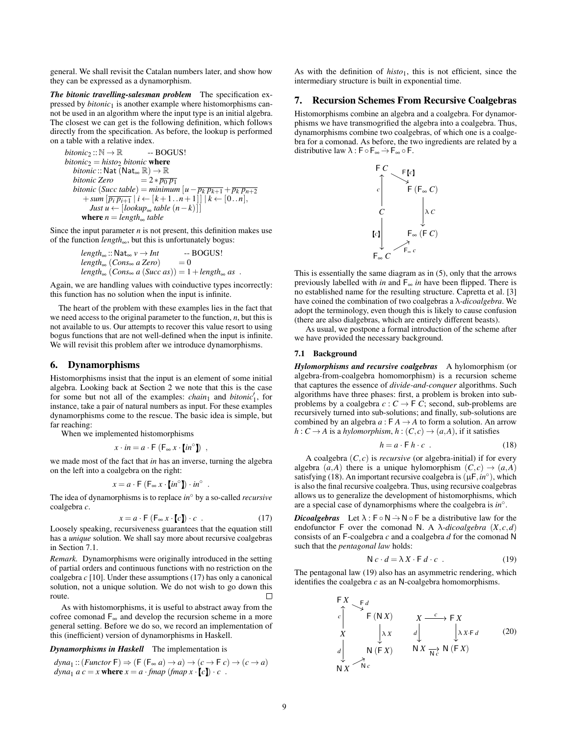general. We shall revisit the Catalan numbers later, and show how they can be expressed as a dynamorphism.

***The bitonic travelling-salesman problem*** The specification expressed by $bitonic_1$ is another example where histomorphisms cannot be used in an algorithm where the input type is an initial algebra. The closest we can get is the following definition, which follows directly from the specification. As before, the lookup is performed on a table with a relative index.

$$
\begin{array}{l}
bitonic_2 :: \mathbb{N} \to \mathbb{R} \qquad \text{-- BOGUS!} \\
bitonic_2 = histo_2\ bitonic\ \textbf{where} \\
\quad bitonic :: \mathsf{Nat}\ (\mathsf{Nat}_\infty\ \mathbb{R}) \to \mathbb{R} \\
\quad bitonic\ Zero \qquad = 2 * \overline{p_0\, p_1} \\
\quad bitonic\ (Succ\ table) = minimum\ [u - \overline{p_k\, p_{k+1}} + \overline{p_k\, p_{n+2}} \\
\qquad + sum\ [\overline{p_i\, p_{i+1}} \mid i \leftarrow [k+1\,..\,n+1]] \mid k \leftarrow [0\,..\,n], \\
\qquad\quad Just\ u \leftarrow [lookup_\infty\ table\ (n-k)]] \\
\qquad \textbf{where}\ n = length_\infty\ table
\end{array}
$$

Since the input parameter $n$ is not present, this definition makes use of the function $length_\infty$, but this is unfortunately bogus:

$$
\begin{array}{l}
length_\infty :: \mathsf{Nat}_\infty\ v \to Int \qquad \text{-- BOGUS!} \\
length_\infty\ (Cons_\infty\ a\ Zero) \qquad = 0 \\
length_\infty\ (Cons_\infty\ a\ (Succ\ as)) = 1 + length_\infty\ as\ .
\end{array}
$$

Again, we are handling values with coinductive types incorrectly: this function has no solution when the input is infinite.

The heart of the problem with these examples lies in the fact that we need access to the original parameter to the function, $n$, but this is not available to us. Our attempts to recover this value resort to using bogus functions that are not well-defined when the input is infinite. We will revisit this problem after we introduce dynamorphisms.

## 6. Dynamorphisms

Histomorphisms insist that the input is an element of some initial algebra. Looking back at Section 2 we note that this is the case for some but not all of the examples: $chain_1$ and $bitonic'_1$, for instance, take a pair of natural numbers as input. For these examples dynamorphisms come to the rescue. The basic idea is simple, but far reaching:

When we implemented histomorphisms

$$x \cdot in = a \cdot \mathsf{F}\ (\mathsf{F}_\infty\ x \cdot [\![ in^\circ ]\!])\ ,$$

we made most of the fact that $in$ has an inverse, turning the algebra on the left into a coalgebra on the right:

$$x = a \cdot \mathsf{F}\ (\mathsf{F}_\infty\ x \cdot [\![ in^\circ ]\!]) \cdot in^\circ\ .$$

The idea of dynamorphisms is to replace $in^\circ$ by a so-called *recursive* coalgebra $c$.

$$x = a \cdot \mathsf{F}\ (\mathsf{F}_\infty\ x \cdot [\![ c ]\!]) \cdot c\ . \tag{17}$$

Loosely speaking, recursiveness guarantees that the equation still has a *unique* solution. We shall say more about recursive coalgebras in Section 7.1.

*Remark.* Dynamorphisms were originally introduced in the setting of partial orders and continuous functions with no restriction on the coalgebra $c$ [10]. Under these assumptions (17) has only a canonical solution, not a unique solution. We do not wish to go down this route. □

As with histomorphisms, it is useful to abstract away from the cofree comonad $\mathsf{F}_\infty$ and develop the recursion scheme in a more general setting. Before we do so, we record an implementation of this (inefficient) version of dynamorphisms in Haskell.

***Dynamorphisms in Haskell*** The implementation is

$$
\begin{array}{l}
dyna_1 :: (Functor\ \mathsf{F}) \Rightarrow (\mathsf{F}\ (\mathsf{F}_\infty\ a) \to a) \to (c \to \mathsf{F}\ c) \to (c \to a) \\
dyna_1\ a\ c = x\ \textbf{where}\ x = a \cdot fmap\ (fmap\ x \cdot [\![ c ]\!]) \cdot c\ .
\end{array}
$$

As with the definition of $histo_1$, this is not efficient, since the intermediary structure is built in exponential time.

## 7. Recursion Schemes From Recursive Coalgebras

Histomorphisms combine an algebra and a coalgebra. For dynamorphisms we have transmogrified the algebra into a coalgebra. Thus, dynamorphisms combine two coalgebras, of which one is a coalgebra for a comonad. As before, the two ingredients are related by a distributive law $\lambda : \mathsf{F} \circ \mathsf{F}_\infty \dot{\to} \mathsf{F}_\infty \circ \mathsf{F}$.

$$
\begin{array}{ccc}
\mathsf{F}\ C & \xrightarrow{\mathsf{F}[\![c]\!]} & \mathsf{F}\ (\mathsf{F}_\infty\ C) \\
{\scriptstyle c}\uparrow & & \downarrow{\scriptstyle \lambda\ C} \\
C & & \mathsf{F}_\infty\ (\mathsf{F}\ C) \\
{\scriptstyle [\![c]\!]}\downarrow & \nearrow{\scriptstyle \mathsf{F}_\infty\ c} & \\
\mathsf{F}_\infty\ C & &
\end{array}
$$

This is essentially the same diagram as in (5), only that the arrows previously labelled with $in$ and $\mathsf{F}_\infty\ in$ have been flipped. There is no established name for the resulting structure. Capretta et al. [3] have coined the combination of two coalgebras a $\lambda$-*dicoalgebra*. We adopt the terminology, even though this is likely to cause confusion (there are also dialgebras, which are entirely different beasts).

As usual, we postpone a formal introduction of the scheme after we have provided the necessary background.

### 7.1 Background

***Hylomorphisms and recursive coalgebras*** A hylomorphism (or algebra-from-coalgebra homomorphism) is a recursion scheme that captures the essence of *divide-and-conquer* algorithms. Such algorithms have three phases: first, a problem is broken into subproblems by a coalgebra $c : C \to \mathsf{F}\ C$; second, sub-problems are recursively turned into sub-solutions; and finally, sub-solutions are combined by an algebra $a : \mathsf{F}\ A \to A$ to form a solution. An arrow $h : C \to A$ is a *hylomorphism*, $h : (C, c) \to (a, A)$, if it satisfies

$$h = a \cdot \mathsf{F}\ h \cdot c\ . \tag{18}$$

A coalgebra $(C, c)$ is *recursive* (or algebra-initial) if for every algebra $(a, A)$ there is a unique hylomorphism $(C, c) \to (a, A)$ satisfying (18). An important recursive coalgebra is $(\mu\mathsf{F}, in^\circ)$, which is also the final recursive coalgebra. Thus, using recursive coalgebras allows us to generalize the development of histomorphisms, which are a special case of dynamorphisms where the coalgebra is $in^\circ$.

***Dicoalgebras*** Let $\lambda : \mathsf{F} \circ \mathsf{N} \dot{\to} \mathsf{N} \circ \mathsf{F}$ be a distributive law for the endofunctor $\mathsf{F}$ over the comonad $\mathsf{N}$. A $\lambda$-*dicoalgebra* $(X, c, d)$ consists of an $\mathsf{F}$-coalgebra $c$ and a coalgebra $d$ for the comonad $\mathsf{N}$ such that the *pentagonal law* holds:

$$\mathsf{N}\ c \cdot d = \lambda\ X \cdot \mathsf{F}\ d \cdot c\ . \tag{19}$$

The pentagonal law (19) also has an asymmetric rendering, which identifies the coalgebra $c$ as an $\mathsf{N}$-coalgebra homomorphisms.

$$
\begin{array}{ccc}
\mathsf{F}\ X & \xrightarrow{\mathsf{F}\ d} & \mathsf{F}\ (\mathsf{N}\ X) \\
{\scriptstyle c}\uparrow & & \downarrow{\scriptstyle \lambda\ X} \\
X & & \mathsf{N}\ (\mathsf{F}\ X) \\
{\scriptstyle d}\downarrow & \nearrow{\scriptstyle \mathsf{N}\ c} & \\
\mathsf{N}\ X & &
\end{array}
\qquad
\begin{array}{ccc}
X & \xrightarrow{c} & \mathsf{F}\ X \\
{\scriptstyle d}\downarrow & & \downarrow{\scriptstyle \lambda X \cdot \mathsf{F}\ d} \\
\mathsf{N}\ X & \xrightarrow[\mathsf{N}\ c]{} & \mathsf{N}\ (\mathsf{F}\ X)
\end{array}
\tag{20}
$$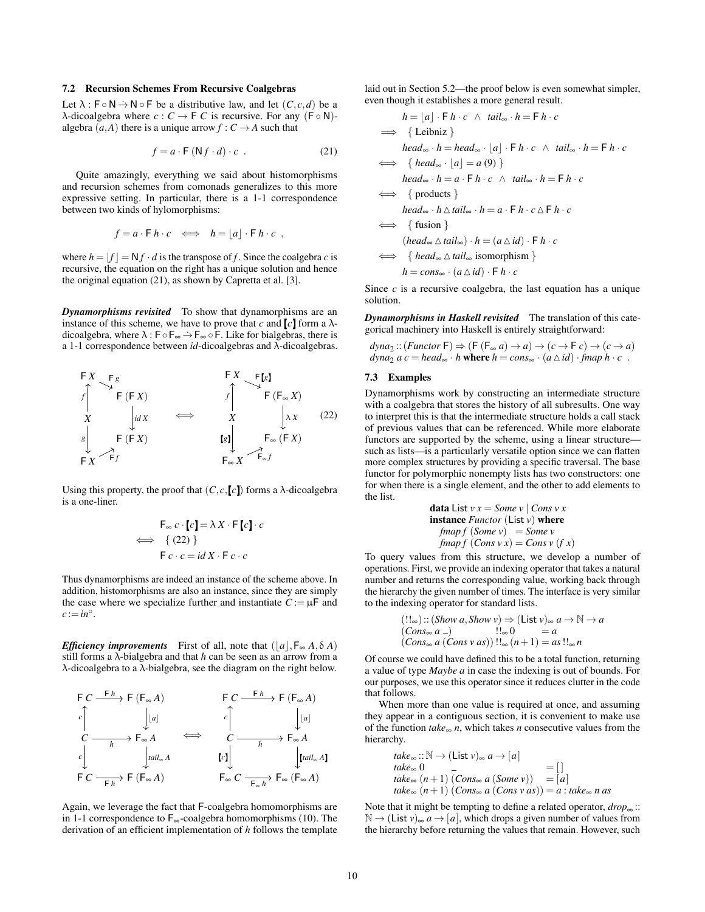### 7.2 Recursion Schemes From Recursive Coalgebras

Let $\lambda : \mathsf{F} \circ \mathsf{N} \dot{\to} \mathsf{N} \circ \mathsf{F}$ be a distributive law, and let $(C, c, d)$ be a $\lambda$-dicoalgebra where $c : C \to \mathsf{F}\ C$ is recursive. For any $(\mathsf{F} \circ \mathsf{N})$-algebra $(a, A)$ there is a unique arrow $f : C \to A$ such that

$$f = a \cdot \mathsf{F}\ (\mathsf{N} f \cdot d) \cdot c\ . \tag{21}$$

Quite amazingly, everything we said about histomorphisms and recursion schemes from comonads generalizes to this more expressive setting. In particular, there is a 1-1 correspondence between two kinds of hylomorphisms:

$$f = a \cdot \mathsf{F}\ h \cdot c \iff h = \lfloor a \rfloor \cdot \mathsf{F}\ h \cdot c\ ,$$

where $h = \lfloor f \rfloor = \mathsf{N} f \cdot d$ is the transpose of $f$. Since the coalgebra $c$ is recursive, the equation on the right has a unique solution and hence the original equation (21), as shown by Capretta et al. [3].

***Dynamorphisms revisited*** To show that dynamorphisms are an instance of this scheme, we have to prove that $c$ and $[\![ c ]\!]$ form a $\lambda$-dicoalgebra, where $\lambda : \mathsf{F} \circ \mathsf{F}_\infty \dot{\to} \mathsf{F}_\infty \circ \mathsf{F}$. Like for bialgebras, there is a 1-1 correspondence between *id*-dicoalgebras and $\lambda$-dicoalgebras.

$$\begin{array}{ccc} \mathsf{F}X \xrightarrow{\mathsf{F}g} \mathsf{F}(\mathsf{F}X),\ f : X \to \mathsf{F}X,\ g : X \to \mathsf{F}X,\ id\,X : \mathsf{F}(\mathsf{F}X) \to \mathsf{F}(\mathsf{F}X),\ \mathsf{F}f : \mathsf{F}X \to \mathsf{F}(\mathsf{F}X) & \iff & \mathsf{F}X \xrightarrow{\mathsf{F}[\![g]\!]} \mathsf{F}(\mathsf{F}_\infty X),\ f,\ [\![g]\!] : X \to \mathsf{F}_\infty X,\ \lambda X : \mathsf{F}(\mathsf{F}_\infty X) \to \mathsf{F}_\infty(\mathsf{F}X),\ \mathsf{F}_\infty f : \mathsf{F}_\infty X \to \mathsf{F}_\infty(\mathsf{F}X) \end{array} \tag{22}$$

Using this property, the proof that $(C, c, [\![ c ]\!])$ forms a $\lambda$-dicoalgebra is a one-liner.

$$\begin{aligned} & \mathsf{F}_\infty\ c \cdot [\![ c ]\!] = \lambda\ X \cdot \mathsf{F}\ [\![ c ]\!] \cdot c \\ \iff & \quad \{\ (22)\ \} \\ & \mathsf{F}\ c \cdot c = id\ X \cdot \mathsf{F}\ c \cdot c \end{aligned}$$

Thus dynamorphisms are indeed an instance of the scheme above. In addition, histomorphisms are also an instance, since they are simply the case where we specialize further and instantiate $C := \mu\mathsf{F}$ and $c := in^\circ$.

***Efficiency improvements*** First of all, note that $(\lfloor a \rfloor, \mathsf{F}_\infty\ A, \delta\ A)$ still forms a $\lambda$-bialgebra and that $h$ can be seen as an arrow from a $\lambda$-dicoalgebra to a $\lambda$-bialgebra, see the diagram on the right below.

$$\begin{array}{ccc} \mathsf{F}C \xrightarrow{\mathsf{F}h} \mathsf{F}(\mathsf{F}_\infty A),\ c : C \to \mathsf{F}C,\ C \xrightarrow{h} \mathsf{F}_\infty A,\ \lfloor a \rfloor,\ c : C \to \mathsf{F}C,\ tail_\infty A,\ \mathsf{F}C \xrightarrow{\mathsf{F}h} \mathsf{F}(\mathsf{F}_\infty A) & \iff & \mathsf{F}C \xrightarrow{\mathsf{F}h} \mathsf{F}(\mathsf{F}_\infty A),\ c,\ C \xrightarrow{h} \mathsf{F}_\infty A,\ \lfloor a \rfloor,\ [\![c]\!] : C \to \mathsf{F}_\infty C,\ [\![tail_\infty A]\!],\ \mathsf{F}_\infty C \xrightarrow{\mathsf{F}_\infty h} \mathsf{F}_\infty(\mathsf{F}_\infty A) \end{array}$$

Again, we leverage the fact that $\mathsf{F}$-coalgebra homomorphisms are in 1-1 correspondence to $\mathsf{F}_\infty$-coalgebra homomorphisms (10). The derivation of an efficient implementation of $h$ follows the template laid out in Section 5.2—the proof below is even somewhat simpler, even though it establishes a more general result.

$$\begin{aligned} & h = \lfloor a \rfloor \cdot \mathsf{F}\ h \cdot c\ \wedge\ tail_\infty \cdot h = \mathsf{F}\ h \cdot c \\ \Longrightarrow & \quad \{\ \text{Leibniz}\ \} \\ & head_\infty \cdot h = head_\infty \cdot \lfloor a \rfloor \cdot \mathsf{F}\ h \cdot c\ \wedge\ tail_\infty \cdot h = \mathsf{F}\ h \cdot c \\ \iff & \quad \{\ head_\infty \cdot \lfloor a \rfloor = a\ (9)\ \} \\ & head_\infty \cdot h = a \cdot \mathsf{F}\ h \cdot c\ \wedge\ tail_\infty \cdot h = \mathsf{F}\ h \cdot c \\ \iff & \quad \{\ \text{products}\ \} \\ & head_\infty \cdot h \vartriangle tail_\infty \cdot h = a \cdot \mathsf{F}\ h \cdot c \vartriangle \mathsf{F}\ h \cdot c \\ \iff & \quad \{\ \text{fusion}\ \} \\ & (head_\infty \vartriangle tail_\infty) \cdot h = (a \vartriangle id) \cdot \mathsf{F}\ h \cdot c \\ \iff & \quad \{\ head_\infty \vartriangle tail_\infty\ \text{isomorphism}\ \} \\ & h = cons_\infty \cdot (a \vartriangle id) \cdot \mathsf{F}\ h \cdot c \end{aligned}$$

Since $c$ is a recursive coalgebra, the last equation has a unique solution.

***Dynamorphisms in Haskell revisited*** The translation of this categorical machinery into Haskell is entirely straightforward:

$dyna_2 :: (Functor\ \mathsf{F}) \Rightarrow (\mathsf{F}\ (\mathsf{F}_\infty\ a) \to a) \to (c \to \mathsf{F}\ c) \to (c \to a)$
$dyna_2\ a\ c = head_\infty \cdot h$ **where** $h = cons_\infty \cdot (a \vartriangle id) \cdot fmap\ h \cdot c\ .$

### 7.3 Examples

Dynamorphisms work by constructing an intermediate structure with a coalgebra that stores the history of all subresults. One way to interpret this is that the intermediate structure holds a call stack of previous values that can be referenced. While more elaborate functors are supported by the scheme, using a linear structure—such as lists—is a particularly versatile option since we can flatten more complex structures by providing a specific traversal. The base functor for polymorphic nonempty lists has two constructors: one for when there is a single element, and the other to add elements to the list.

```
data List v x = Some v | Cons v x
instance Functor (List v) where
  fmap f (Some v)   = Some v
  fmap f (Cons v x) = Cons v (f x)
```

To query values from this structure, we develop a number of operations. First, we provide an indexing operator that takes a natural number and returns the corresponding value, working back through the hierarchy the given number of times. The interface is very similar to the indexing operator for standard lists.

$$\begin{aligned} & (!!_\infty) :: (Show\ a, Show\ v) \Rightarrow (\mathsf{List}\ v)_\infty\ a \to \mathbb{N} \to a \\ & (Cons_\infty\ a\ \_) \quad\quad\quad\ !!_\infty\ 0 \quad\quad = a \\ & (Cons_\infty\ a\ (Cons\ v\ as))\ !!_\infty\ (n+1) = as\ !!_\infty\ n \end{aligned}$$

Of course we could have defined this to be a total function, returning a value of type *Maybe a* in case the indexing is out of bounds. For our purposes, we use this operator since it reduces clutter in the code that follows.

When more than one value is required at once, and assuming they appear in a contiguous section, it is convenient to make use of the function $take_\infty\ n$, which takes $n$ consecutive values from the hierarchy.

$$\begin{aligned} & take_\infty :: \mathbb{N} \to (\mathsf{List}\ v)_\infty\ a \to [a] \\ & take_\infty\ 0 \quad\quad\ \_ \quad\quad\quad\quad\quad\quad\quad = [\,] \\ & take_\infty\ (n+1)\ (Cons_\infty\ a\ (Some\ v)) \quad = [a] \\ & take_\infty\ (n+1)\ (Cons_\infty\ a\ (Cons\ v\ as)) = a : take_\infty\ n\ as \end{aligned}$$

Note that it might be tempting to define a related operator, $drop_\infty :: \mathbb{N} \to (\mathsf{List}\ v)_\infty\ a \to [a]$, which drops a given number of values from the hierarchy before returning the values that remain. However, such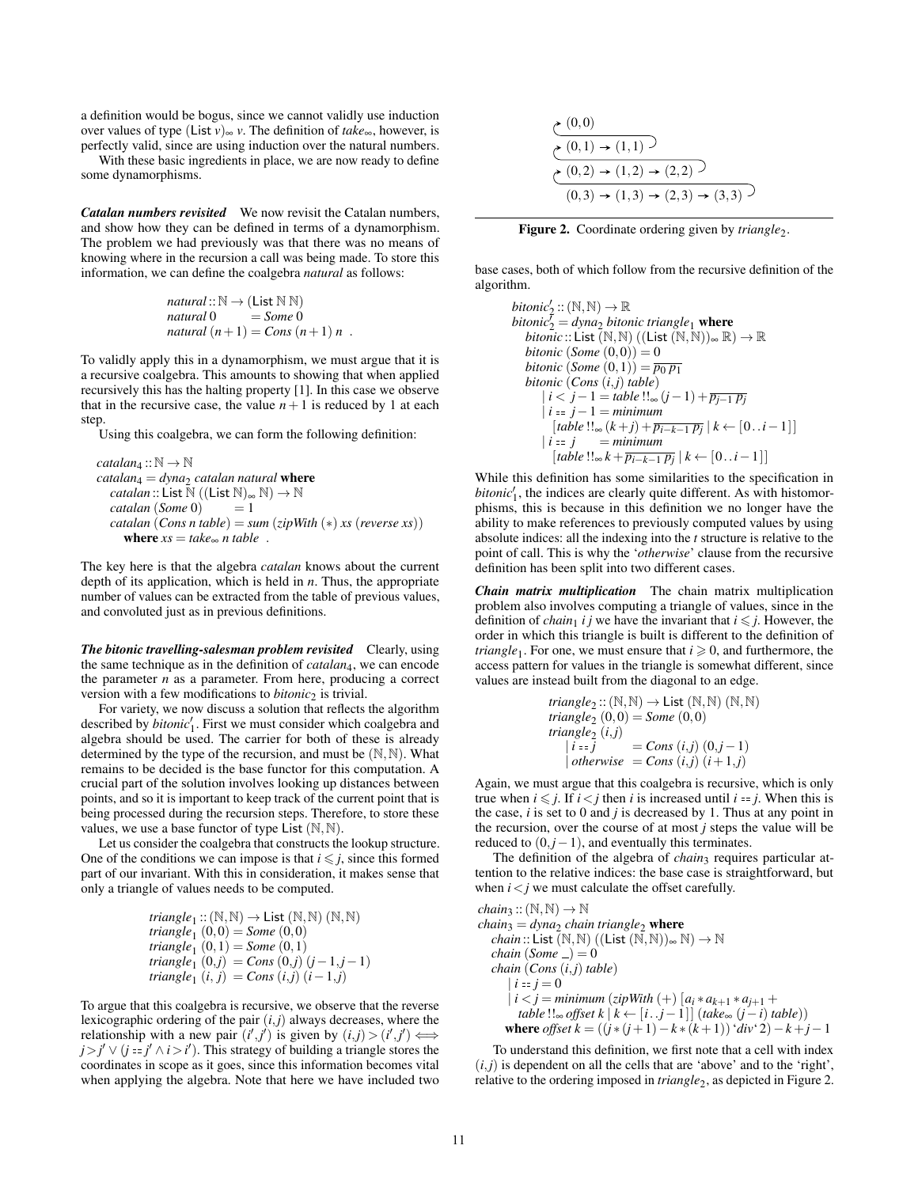a definition would be bogus, since we cannot validly use induction over values of type $(\mathsf{List}\ v)_\infty\ v$. The definition of $take_\infty$, however, is perfectly valid, since are using induction over the natural numbers.

With these basic ingredients in place, we are now ready to define some dynamorphisms.

***Catalan numbers revisited*** We now revisit the Catalan numbers, and show how they can be defined in terms of a dynamorphism. The problem we had previously was that there was no means of knowing where in the recursion a call was being made. To store this information, we can define the coalgebra *natural* as follows:

$$
\begin{array}{l}
natural :: \mathbb{N} \to (\mathsf{List}\ \mathbb{N}\ \mathbb{N}) \\
natural\ 0 \qquad = Some\ 0 \\
natural\ (n+1) = Cons\ (n+1)\ n \ \ .
\end{array}
$$

To validly apply this in a dynamorphism, we must argue that it is a recursive coalgebra. This amounts to showing that when applied recursively this has the halting property [1]. In this case we observe that in the recursive case, the value $n+1$ is reduced by 1 at each step.

Using this coalgebra, we can form the following definition:

$$
\begin{array}{l}
catalan_4 :: \mathbb{N} \to \mathbb{N} \\
catalan_4 = dyna_2\ catalan\ natural\ \textbf{where} \\
\quad catalan :: \mathsf{List}\ \mathbb{N}\ ((\mathsf{List}\ \mathbb{N})_\infty\ \mathbb{N}) \to \mathbb{N} \\
\quad catalan\ (Some\ 0) \qquad = 1 \\
\quad catalan\ (Cons\ n\ table) = sum\ (zipWith\ (*)\ xs\ (reverse\ xs)) \\
\qquad \textbf{where}\ xs = take_\infty\ n\ table \ \ .
\end{array}
$$

The key here is that the algebra *catalan* knows about the current depth of its application, which is held in $n$. Thus, the appropriate number of values can be extracted from the table of previous values, and convoluted just as in previous definitions.

***The bitonic travelling-salesman problem revisited*** Clearly, using the same technique as in the definition of $catalan_4$, we can encode the parameter $n$ as a parameter. From here, producing a correct version with a few modifications to $bitonic_2$ is trivial.

For variety, we now discuss a solution that reflects the algorithm described by $bitonic'_1$. First we must consider which coalgebra and algebra should be used. The carrier for both of these is already determined by the type of the recursion, and must be $(\mathbb{N},\mathbb{N})$. What remains to be decided is the base functor for this computation. A crucial part of the solution involves looking up distances between points, and so it is important to keep track of the current point that is being processed during the recursion steps. Therefore, to store these values, we use a base functor of type $\mathsf{List}\ (\mathbb{N},\mathbb{N})$.

Let us consider the coalgebra that constructs the lookup structure. One of the conditions we can impose is that $i \leqslant j$, since this formed part of our invariant. With this in consideration, it makes sense that only a triangle of values needs to be computed.

$$
\begin{array}{l}
triangle_1 :: (\mathbb{N},\mathbb{N}) \to \mathsf{List}\ (\mathbb{N},\mathbb{N})\ (\mathbb{N},\mathbb{N}) \\
triangle_1\ (0,0) = Some\ (0,0) \\
triangle_1\ (0,1) = Some\ (0,1) \\
triangle_1\ (0,j) \ = Cons\ (0,j)\ (j-1,j-1) \\
triangle_1\ (i,\ j) \ = Cons\ (i,j)\ (i-1,j)
\end{array}
$$

To argue that this coalgebra is recursive, we observe that the reverse lexicographic ordering of the pair $(i,j)$ always decreases, where the relationship with a new pair $(i',j')$ is given by $(i,j) > (i',j') \iff j > j' \vee (j == j' \wedge i > i')$. This strategy of building a triangle stores the coordinates in scope as it goes, since this information becomes vital when applying the algebra. Note that here we have included two base cases, both of which follow from the recursive definition of the algorithm.

$$
\begin{array}{l}
bitonic'_2 :: (\mathbb{N},\mathbb{N}) \to \mathbb{R} \\
bitonic'_2 = dyna_2\ bitonic\ triangle_1\ \textbf{where} \\
\quad bitonic :: \mathsf{List}\ (\mathbb{N},\mathbb{N})\ ((\mathsf{List}\ (\mathbb{N},\mathbb{N}))_\infty\ \mathbb{R}) \to \mathbb{R} \\
\quad bitonic\ (Some\ (0,0)) = 0 \\
\quad bitonic\ (Some\ (0,1)) = \overline{p_0\ p_1} \\
\quad bitonic\ (Cons\ (i,j)\ table) \\
\qquad |\ i < j-1 = table\ !!_\infty\ (j-1) + \overline{p_{j-1}\ p_j} \\
\qquad |\ i == j-1 = minimum \\
\qquad\quad [table\ !!_\infty\ (k+j) + \overline{p_{i-k-1}\ p_j} \mid k \leftarrow [0\,..\,i-1]] \\
\qquad |\ i == j \quad\ = minimum \\
\qquad\quad [table\ !!_\infty\ k + \overline{p_{i-k-1}\ p_j} \mid k \leftarrow [0\,..\,i-1]]
\end{array}
$$

While this definition has some similarities to the specification in $bitonic'_1$, the indices are clearly quite different. As with histomorphisms, this is because in this definition we no longer have the ability to make references to previously computed values by using absolute indices: all the indexing into the $t$ structure is relative to the point of call. This is why the '*otherwise*' clause from the recursive definition has been split into two different cases.

***Chain matrix multiplication*** The chain matrix multiplication problem also involves computing a triangle of values, since in the definition of $chain_1\ i\ j$ we have the invariant that $i \leqslant j$. However, the order in which this triangle is built is different to the definition of $triangle_1$. For one, we must ensure that $i \geqslant 0$, and furthermore, the access pattern for values in the triangle is somewhat different, since values are instead built from the diagonal to an edge.

$$
\begin{array}{l}
triangle_2 :: (\mathbb{N},\mathbb{N}) \to \mathsf{List}\ (\mathbb{N},\mathbb{N})\ (\mathbb{N},\mathbb{N}) \\
triangle_2\ (0,0) = Some\ (0,0) \\
triangle_2\ (i,j) \\
\quad |\ i == j \qquad\ = Cons\ (i,j)\ (0,j-1) \\
\quad |\ otherwise\ \ = Cons\ (i,j)\ (i+1,j)
\end{array}
$$

Again, we must argue that this coalgebra is recursive, which is only true when $i \leqslant j$. If $i < j$ then $i$ is increased until $i == j$. When this is the case, $i$ is set to 0 and $j$ is decreased by 1. Thus at any point in the recursion, over the course of at most $j$ steps the value will be reduced to $(0, j-1)$, and eventually this terminates.

The definition of the algebra of $chain_3$ requires particular attention to the relative indices: the base case is straightforward, but when $i < j$ we must calculate the offset carefully.

$$
\begin{array}{l}
chain_3 :: (\mathbb{N},\mathbb{N}) \to \mathbb{N} \\
chain_3 = dyna_2\ chain\ triangle_2\ \textbf{where} \\
\quad chain :: \mathsf{List}\ (\mathbb{N},\mathbb{N})\ ((\mathsf{List}\ (\mathbb{N},\mathbb{N}))_\infty\ \mathbb{N}) \to \mathbb{N} \\
\quad chain\ (Some\ \_) = 0 \\
\quad chain\ (Cons\ (i,j)\ table) \\
\qquad |\ i == j = 0 \\
\qquad |\ i < j = minimum\ (zipWith\ (+)\ [a_i * a_{k+1} * a_{j+1} + \\
\qquad\quad table\ !!_\infty\ offset\ k \mid k \leftarrow [i\,..\,j-1]]\ (take_\infty\ (j-i)\ table)) \\
\quad \textbf{where}\ offset\ k = ((j*(j+1) - k*(k+1))\ \text{`}div\text{`}\ 2) - k + j - 1
\end{array}
$$

To understand this definition, we first note that a cell with index $(i,j)$ is dependent on all the cells that are 'above' and to the 'right', relative to the ordering imposed in $triangle_2$, as depicted in Figure 2.

$$
\begin{array}{l}
(0,0) \\
(0,1) \to (1,1) \\
(0,2) \to (1,2) \to (2,2) \\
(0,3) \to (1,3) \to (2,3) \to (3,3)
\end{array}
$$

**Figure 2.** Coordinate ordering given by $triangle_2$.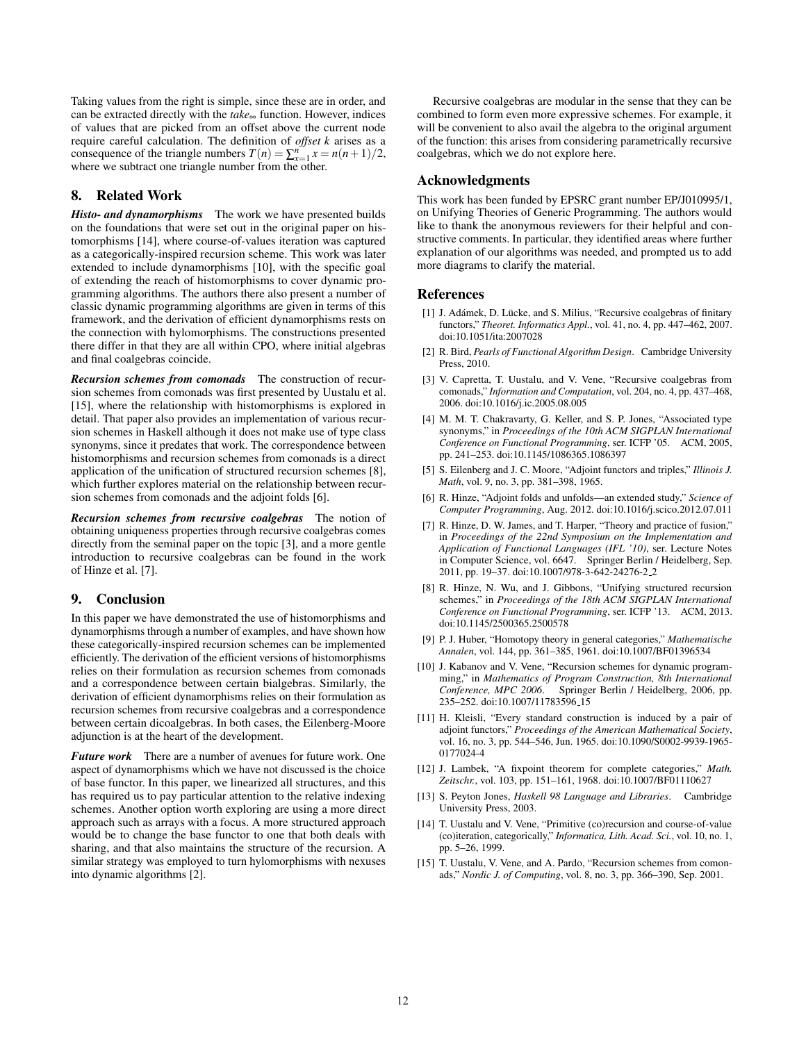Taking values from the right is simple, since these are in order, and can be extracted directly with the $take_\infty$ function. However, indices of values that are picked from an offset above the current node require careful calculation. The definition of *offset k* arises as a consequence of the triangle numbers $T(n) = \sum_{x=1}^{n} x = n(n+1)/2$, where we subtract one triangle number from the other.

## 8. Related Work

***Histo- and dynamorphisms*** The work we have presented builds on the foundations that were set out in the original paper on histomorphisms [14], where course-of-values iteration was captured as a categorically-inspired recursion scheme. This work was later extended to include dynamorphisms [10], with the specific goal of extending the reach of histomorphisms to cover dynamic programming algorithms. The authors there also present a number of classic dynamic programming algorithms are given in terms of this framework, and the derivation of efficient dynamorphisms rests on the connection with hylomorphisms. The constructions presented there differ in that they are all within CPO, where initial algebras and final coalgebras coincide.

***Recursion schemes from comonads*** The construction of recursion schemes from comonads was first presented by Uustalu et al. [15], where the relationship with histomorphisms is explored in detail. That paper also provides an implementation of various recursion schemes in Haskell although it does not make use of type class synonyms, since it predates that work. The correspondence between histomorphisms and recursion schemes from comonads is a direct application of the unification of structured recursion schemes [8], which further explores material on the relationship between recursion schemes from comonads and the adjoint folds [6].

***Recursion schemes from recursive coalgebras*** The notion of obtaining uniqueness properties through recursive coalgebras comes directly from the seminal paper on the topic [3], and a more gentle introduction to recursive coalgebras can be found in the work of Hinze et al. [7].

## 9. Conclusion

In this paper we have demonstrated the use of histomorphisms and dynamorphisms through a number of examples, and have shown how these categorically-inspired recursion schemes can be implemented efficiently. The derivation of the efficient versions of histomorphisms relies on their formulation as recursion schemes from comonads and a correspondence between certain bialgebras. Similarly, the derivation of efficient dynamorphisms relies on their formulation as recursion schemes from recursive coalgebras and a correspondence between certain dicoalgebras. In both cases, the Eilenberg-Moore adjunction is at the heart of the development.

***Future work*** There are a number of avenues for future work. One aspect of dynamorphisms which we have not discussed is the choice of base functor. In this paper, we linearized all structures, and this has required us to pay particular attention to the relative indexing schemes. Another option worth exploring are using a more direct approach such as arrays with a focus. A more structured approach would be to change the base functor to one that both deals with sharing, and that also maintains the structure of the recursion. A similar strategy was employed to turn hylomorphisms with nexuses into dynamic algorithms [2].

Recursive coalgebras are modular in the sense that they can be combined to form even more expressive schemes. For example, it will be convenient to also avail the algebra to the original argument of the function: this arises from considering parametrically recursive coalgebras, which we do not explore here.

## Acknowledgments

This work has been funded by EPSRC grant number EP/J010995/1, on Unifying Theories of Generic Programming. The authors would like to thank the anonymous reviewers for their helpful and constructive comments. In particular, they identified areas where further explanation of our algorithms was needed, and prompted us to add more diagrams to clarify the material.

## References

[1] J. Adámek, D. Lücke, and S. Milius, "Recursive coalgebras of finitary functors," *Theoret. Informatics Appl.*, vol. 41, no. 4, pp. 447–462, 2007. doi:10.1051/ita:2007028

[2] R. Bird, *Pearls of Functional Algorithm Design*. Cambridge University Press, 2010.

[3] V. Capretta, T. Uustalu, and V. Vene, "Recursive coalgebras from comonads," *Information and Computation*, vol. 204, no. 4, pp. 437–468, 2006. doi:10.1016/j.ic.2005.08.005

[4] M. M. T. Chakravarty, G. Keller, and S. P. Jones, "Associated type synonyms," in *Proceedings of the 10th ACM SIGPLAN International Conference on Functional Programming*, ser. ICFP '05. ACM, 2005, pp. 241–253. doi:10.1145/1086365.1086397

[5] S. Eilenberg and J. C. Moore, "Adjoint functors and triples," *Illinois J. Math*, vol. 9, no. 3, pp. 381–398, 1965.

[6] R. Hinze, "Adjoint folds and unfolds—an extended study," *Science of Computer Programming*, Aug. 2012. doi:10.1016/j.scico.2012.07.011

[7] R. Hinze, D. W. James, and T. Harper, "Theory and practice of fusion," in *Proceedings of the 22nd Symposium on the Implementation and Application of Functional Languages (IFL '10)*, ser. Lecture Notes in Computer Science, vol. 6647. Springer Berlin / Heidelberg, Sep. 2011, pp. 19–37. doi:10.1007/978-3-642-24276-2_2

[8] R. Hinze, N. Wu, and J. Gibbons, "Unifying structured recursion schemes," in *Proceedings of the 18th ACM SIGPLAN International Conference on Functional Programming*, ser. ICFP '13. ACM, 2013. doi:10.1145/2500365.2500578

[9] P. J. Huber, "Homotopy theory in general categories," *Mathematische Annalen*, vol. 144, pp. 361–385, 1961. doi:10.1007/BF01396534

[10] J. Kabanov and V. Vene, "Recursion schemes for dynamic programming," in *Mathematics of Program Construction, 8th International Conference, MPC 2006*. Springer Berlin / Heidelberg, 2006, pp. 235–252. doi:10.1007/11783596_15

[11] H. Kleisli, "Every standard construction is induced by a pair of adjoint functors," *Proceedings of the American Mathematical Society*, vol. 16, no. 3, pp. 544–546, Jun. 1965. doi:10.1090/S0002-9939-1965-0177024-4

[12] J. Lambek, "A fixpoint theorem for complete categories," *Math. Zeitschr.*, vol. 103, pp. 151–161, 1968. doi:10.1007/BF01110627

[13] S. Peyton Jones, *Haskell 98 Language and Libraries*. Cambridge University Press, 2003.

[14] T. Uustalu and V. Vene, "Primitive (co)recursion and course-of-value (co)iteration, categorically," *Informatica, Lith. Acad. Sci.*, vol. 10, no. 1, pp. 5–26, 1999.

[15] T. Uustalu, V. Vene, and A. Pardo, "Recursion schemes from comonads," *Nordic J. of Computing*, vol. 8, no. 3, pp. 366–390, Sep. 2001.